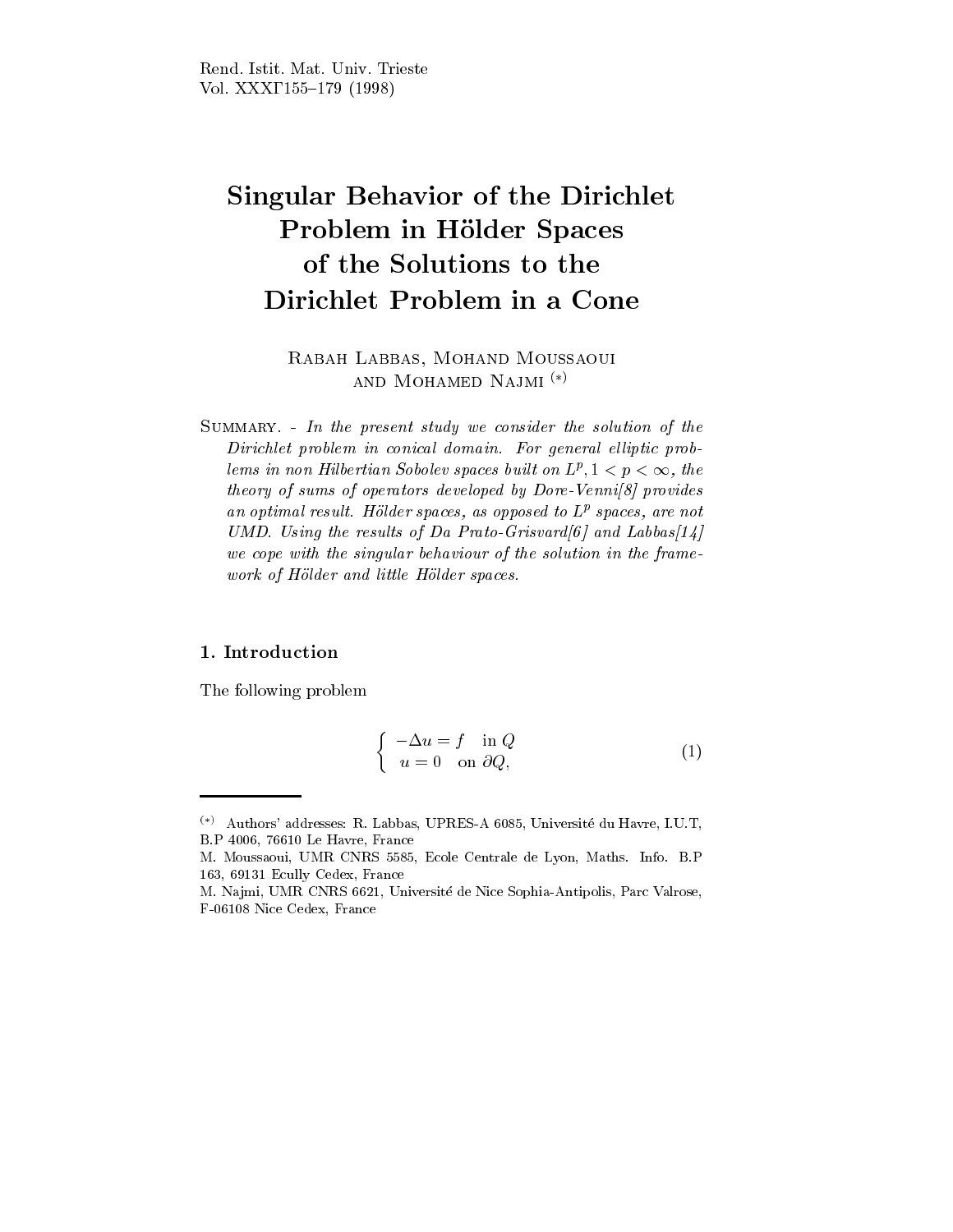# Singular Behavior of the Dirichlet Problem in Hölder Spaces of the Solutions to the Dirichlet Problem in a Cone

Rabah Labbas, Mohand Moussaoui and Mohamed Najmi (*)

Summary. - *In the present study we consider the solution of the Dirichlet problem in conical domain. For general elliptic problems in non Hilbertian Sobolev spaces built on $L^p, 1 < p < \infty$, the theory of sums of operators developed by Dore-Venni[8] provides an optimal result. Hölder spaces, as opposed to $L^p$ spaces, are not UMD. Using the results of Da Prato-Grisvard[6] and Labbas[14] we cope with the singular behaviour of the solution in the framework of Hölder and little Hölder spaces.*

## 1. Introduction

The following problem

$$\left\{ \begin{array}{ll} -\Delta u = f & \text{in } Q \\ u = 0 & \text{on } \partial Q, \end{array} \right. \tag{1}$$

(*) Authors' addresses: R. Labbas, UPRES-A 6085, Université du Havre, I.U.T, B.P 4006, 76610 Le Havre, France

M. Moussaoui, UMR CNRS 5585, Ecole Centrale de Lyon, Maths. Info. B.P 163, 69131 Ecully Cedex, France

M. Najmi, UMR CNRS 6621, Université de Nice Sophia-Antipolis, Parc Valrose, F-06108 Nice Cedex, France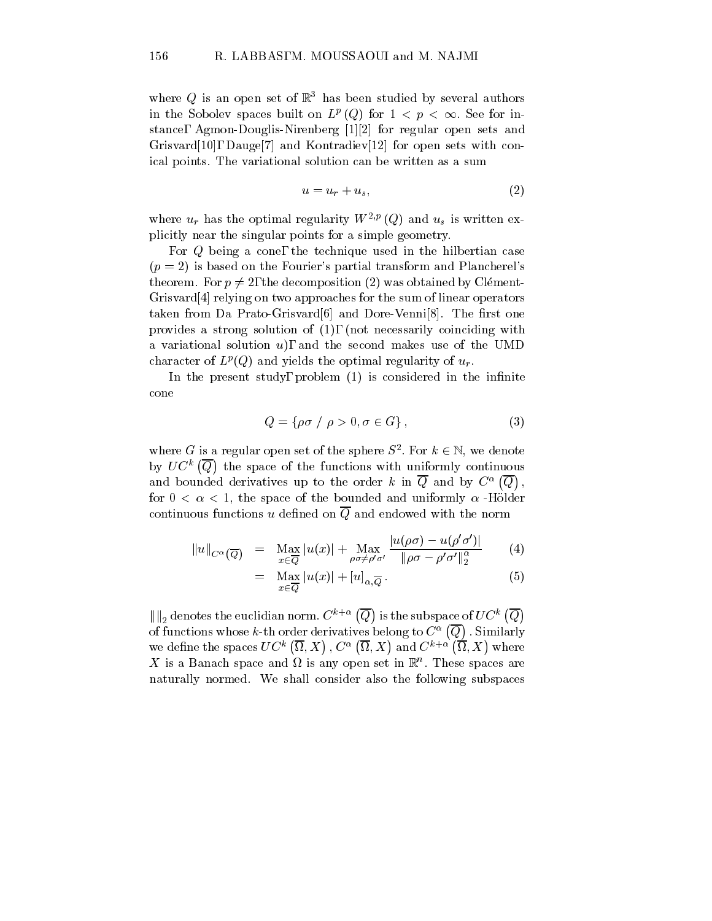where $Q$ is an open set of $\mathbb{R}^3$ has been studied by several authors in the Sobolev spaces built on $L^p(Q)$ for $1 < p < \infty$. See for instance, Agmon-Douglis-Nirenberg [1][2] for regular open sets and Grisvard[10], Dauge[7] and Kontradiev[12] for open sets with conical points. The variational solution can be written as a sum

$$u = u_r + u_s, \tag{2}$$

where $u_r$ has the optimal regularity $W^{2,p}(Q)$ and $u_s$ is written explicitly near the singular points for a simple geometry.

For $Q$ being a cone, the technique used in the hilbertian case ($p = 2$) is based on the Fourier's partial transform and Plancherel's theorem. For $p \neq 2$, the decomposition (2) was obtained by Clément-Grisvard[4] relying on two approaches for the sum of linear operators taken from Da Prato-Grisvard[6] and Dore-Venni[8]. The first one provides a strong solution of (1), (not necessarily coinciding with a variational solution $u$), and the second makes use of the UMD character of $L^p(Q)$ and yields the optimal regularity of $u_r$.

In the present study, problem (1) is considered in the infinite cone

$$Q = \{\rho\sigma \;/\; \rho > 0, \sigma \in G\}, \tag{3}$$

where $G$ is a regular open set of the sphere $S^2$. For $k \in \mathbb{N}$, we denote by $UC^k\left(\overline{Q}\right)$ the space of the functions with uniformly continuous and bounded derivatives up to the order $k$ in $\overline{Q}$ and by $C^\alpha\left(\overline{Q}\right)$, for $0 < \alpha < 1$, the space of the bounded and uniformly $\alpha$-Hölder continuous functions $u$ defined on $\overline{Q}$ and endowed with the norm

$$\begin{aligned}
\|u\|_{C^\alpha(\overline{Q})} &= \operatorname*{Max}_{x \in \overline{Q}} |u(x)| + \operatorname*{Max}_{\rho\sigma \neq \rho'\sigma'} \frac{|u(\rho\sigma) - u(\rho'\sigma')|}{\|\rho\sigma - \rho'\sigma'\|_2^\alpha} &(4)\\
&= \operatorname*{Max}_{x \in \overline{Q}} |u(x)| + [u]_{\alpha, \overline{Q}}. &(5)
\end{aligned}$$

$\|\|_2$ denotes the euclidian norm. $C^{k+\alpha}\left(\overline{Q}\right)$ is the subspace of $UC^k\left(\overline{Q}\right)$ of functions whose $k$-th order derivatives belong to $C^\alpha\left(\overline{Q}\right)$. Similarly we define the spaces $UC^k\left(\overline{\Omega}, X\right)$, $C^\alpha\left(\overline{\Omega}, X\right)$ and $C^{k+\alpha}\left(\overline{\Omega}, X\right)$ where $X$ is a Banach space and $\Omega$ is any open set in $\mathbb{R}^n$. These spaces are naturally normed. We shall consider also the following subspaces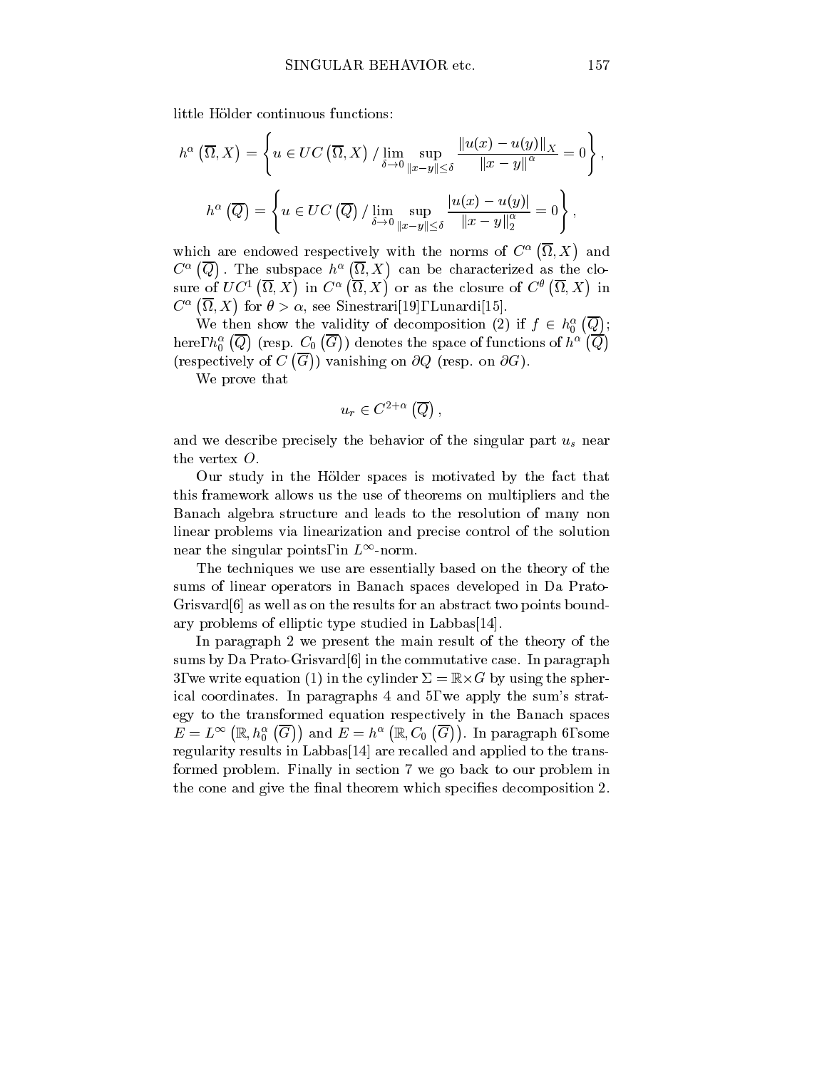little Hölder continuous functions:

$$h^{\alpha}\left(\overline{\Omega}, X\right) = \left\{ u \in UC\left(\overline{\Omega}, X\right) / \lim_{\delta \to 0} \sup_{\|x-y\| \leq \delta} \frac{\|u(x) - u(y)\|_X}{\|x - y\|^{\alpha}} = 0 \right\},$$

$$h^{\alpha}\left(\overline{Q}\right) = \left\{ u \in UC\left(\overline{Q}\right) / \lim_{\delta \to 0} \sup_{\|x-y\| \leq \delta} \frac{|u(x) - u(y)|}{\|x - y\|_2^{\alpha}} = 0 \right\},$$

which are endowed respectively with the norms of $C^{\alpha}\left(\overline{\Omega}, X\right)$ and $C^{\alpha}\left(\overline{Q}\right)$. The subspace $h^{\alpha}\left(\overline{\Omega}, X\right)$ can be characterized as the closure of $UC^1\left(\overline{\Omega}, X\right)$ in $C^{\alpha}\left(\overline{\Omega}, X\right)$ or as the closure of $C^{\theta}\left(\overline{\Omega}, X\right)$ in $C^{\alpha}\left(\overline{\Omega}, X\right)$ for $\theta > \alpha$, see Sinestrari[19], Lunardi[15].

We then show the validity of decomposition (2) if $f \in h_0^{\alpha}\left(\overline{Q}\right)$; here, $h_0^{\alpha}\left(\overline{Q}\right)$ (resp. $C_0\left(\overline{G}\right)$) denotes the space of functions of $h^{\alpha}\left(\overline{Q}\right)$ (respectively of $C\left(\overline{G}\right)$) vanishing on $\partial Q$ (resp. on $\partial G$).

We prove that

$$u_r \in C^{2+\alpha}\left(\overline{Q}\right),$$

and we describe precisely the behavior of the singular part $u_s$ near the vertex $O$.

Our study in the Hölder spaces is motivated by the fact that this framework allows us the use of theorems on multipliers and the Banach algebra structure and leads to the resolution of many non linear problems via linearization and precise control of the solution near the singular points, in $L^{\infty}$-norm.

The techniques we use are essentially based on the theory of the sums of linear operators in Banach spaces developed in Da Prato-Grisvard[6] as well as on the results for an abstract two points boundary problems of elliptic type studied in Labbas[14].

In paragraph 2 we present the main result of the theory of the sums by Da Prato-Grisvard[6] in the commutative case. In paragraph 3, we write equation (1) in the cylinder $\Sigma = \mathbb{R} \times G$ by using the spherical coordinates. In paragraphs 4 and 5, we apply the sum's strategy to the transformed equation respectively in the Banach spaces $E = L^{\infty}\left(\mathbb{R}, h_0^{\alpha}\left(\overline{G}\right)\right)$ and $E = h^{\alpha}\left(\mathbb{R}, C_0\left(\overline{G}\right)\right)$. In paragraph 6, some regularity results in Labbas[14] are recalled and applied to the transformed problem. Finally in section 7 we go back to our problem in the cone and give the final theorem which specifies decomposition 2.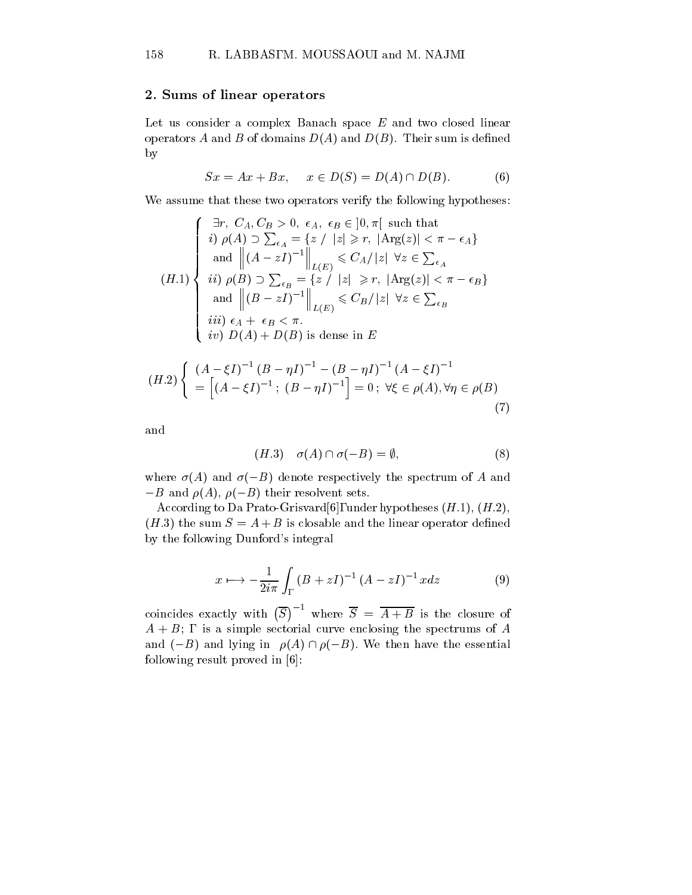## 2. Sums of linear operators

Let us consider a complex Banach space $E$ and two closed linear operators $A$ and $B$ of domains $D(A)$ and $D(B)$. Their sum is defined by

$$Sx = Ax + Bx, \quad x \in D(S) = D(A) \cap D(B). \tag{6}$$

We assume that these two operators verify the following hypotheses:

$$(H.1) \left\{ \begin{array}{l} \exists r,\ C_A, C_B > 0,\ \epsilon_A,\ \epsilon_B \in ]0, \pi[ \text{ such that} \\ i)\ \rho(A) \supset \sum_{\epsilon_A} = \{z \ / \ |z| \geqslant r,\ |\mathrm{Arg}(z)| < \pi - \epsilon_A\} \\ \text{ and } \left\| (A - zI)^{-1} \right\|_{L(E)} \leqslant C_A / |z| \ \ \forall z \in \sum_{\epsilon_A} \\ ii)\ \rho(B) \supset \sum_{\epsilon_B} = \{z \ / \ |z| \ \geqslant r,\ |\mathrm{Arg}(z)| < \pi - \epsilon_B\} \\ \text{ and } \left\| (B - zI)^{-1} \right\|_{L(E)} \leqslant C_B / |z| \ \ \forall z \in \sum_{\epsilon_B} \\ iii)\ \epsilon_A + \ \epsilon_B < \pi. \\ iv)\ D(A) + D(B) \text{ is dense in } E \end{array} \right.$$

$$(H.2) \left\{ \begin{array}{l} (A - \xi I)^{-1} (B - \eta I)^{-1} - (B - \eta I)^{-1} (A - \xi I)^{-1} \\ = \left[ (A - \xi I)^{-1}\ ;\ (B - \eta I)^{-1} \right] = 0\ ;\ \forall \xi \in \rho(A), \forall \eta \in \rho(B) \end{array} \right. \tag{7}$$

and

$$(H.3) \quad \sigma(A) \cap \sigma(-B) = \emptyset, \tag{8}$$

where $\sigma(A)$ and $\sigma(-B)$ denote respectively the spectrum of $A$ and $-B$ and $\rho(A)$, $\rho(-B)$ their resolvent sets.

According to Da Prato-Grisvard[6], under hypotheses $(H.1)$, $(H.2)$, $(H.3)$ the sum $S = A + B$ is closable and the linear operator defined by the following Dunford's integral

$$x \longmapsto -\frac{1}{2i\pi} \int_\Gamma (B + zI)^{-1} (A - zI)^{-1} x dz \tag{9}$$

coincides exactly with $\left(\overline{S}\right)^{-1}$ where $\overline{S} = \overline{A + B}$ is the closure of $A + B$; $\Gamma$ is a simple sectorial curve enclosing the spectrums of $A$ and $(-B)$ and lying in $\rho(A) \cap \rho(-B)$. We then have the essential following result proved in [6]: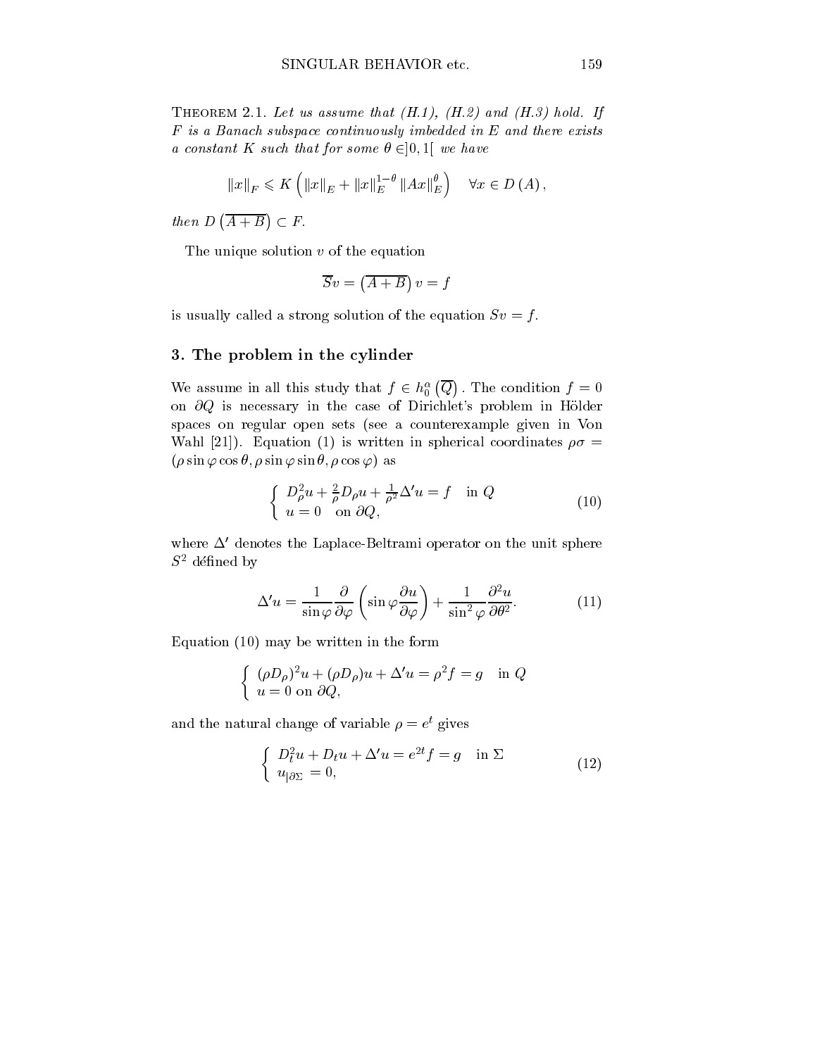**Theorem 2.1.** *Let us assume that (H.1), (H.2) and (H.3) hold. If $F$ is a Banach subspace continuously imbedded in $E$ and there exists a constant $K$ such that for some $\theta \in ]0,1[$ we have*

$$\|x\|_F \leqslant K\left(\|x\|_E + \|x\|_E^{1-\theta}\|Ax\|_E^{\theta}\right) \quad \forall x \in D(A),$$

*then* $D\left(\overline{A+B}\right) \subset F$.

The unique solution $v$ of the equation

$$\overline{S}v = \left(\overline{A+B}\right)v = f$$

is usually called a strong solution of the equation $Sv = f$.

## 3. The problem in the cylinder

We assume in all this study that $f \in h_0^\alpha\left(\overline{Q}\right)$. The condition $f = 0$ on $\partial Q$ is necessary in the case of Dirichlet's problem in Hölder spaces on regular open sets (see a counterexample given in Von Wahl [21]). Equation (1) is written in spherical coordinates $\rho\sigma = (\rho \sin\varphi \cos\theta, \rho \sin\varphi \sin\theta, \rho \cos\varphi)$ as

$$\begin{cases} D_\rho^2 u + \frac{2}{\rho} D_\rho u + \frac{1}{\rho^2}\Delta' u = f \quad \text{in } Q \\ u = 0 \quad \text{on } \partial Q, \end{cases} \tag{10}$$

where $\Delta'$ denotes the Laplace-Beltrami operator on the unit sphere $S^2$ défined by

$$\Delta' u = \frac{1}{\sin\varphi}\frac{\partial}{\partial\varphi}\left(\sin\varphi \frac{\partial u}{\partial\varphi}\right) + \frac{1}{\sin^2\varphi}\frac{\partial^2 u}{\partial\theta^2}. \tag{11}$$

Equation (10) may be written in the form

$$\begin{cases} (\rho D_\rho)^2 u + (\rho D_\rho) u + \Delta' u = \rho^2 f = g \quad \text{in } Q \\ u = 0 \text{ on } \partial Q, \end{cases}$$

and the natural change of variable $\rho = e^t$ gives

$$\begin{cases} D_t^2 u + D_t u + \Delta' u = e^{2t} f = g \quad \text{in } \Sigma \\ u_{|\partial\Sigma} = 0, \end{cases} \tag{12}$$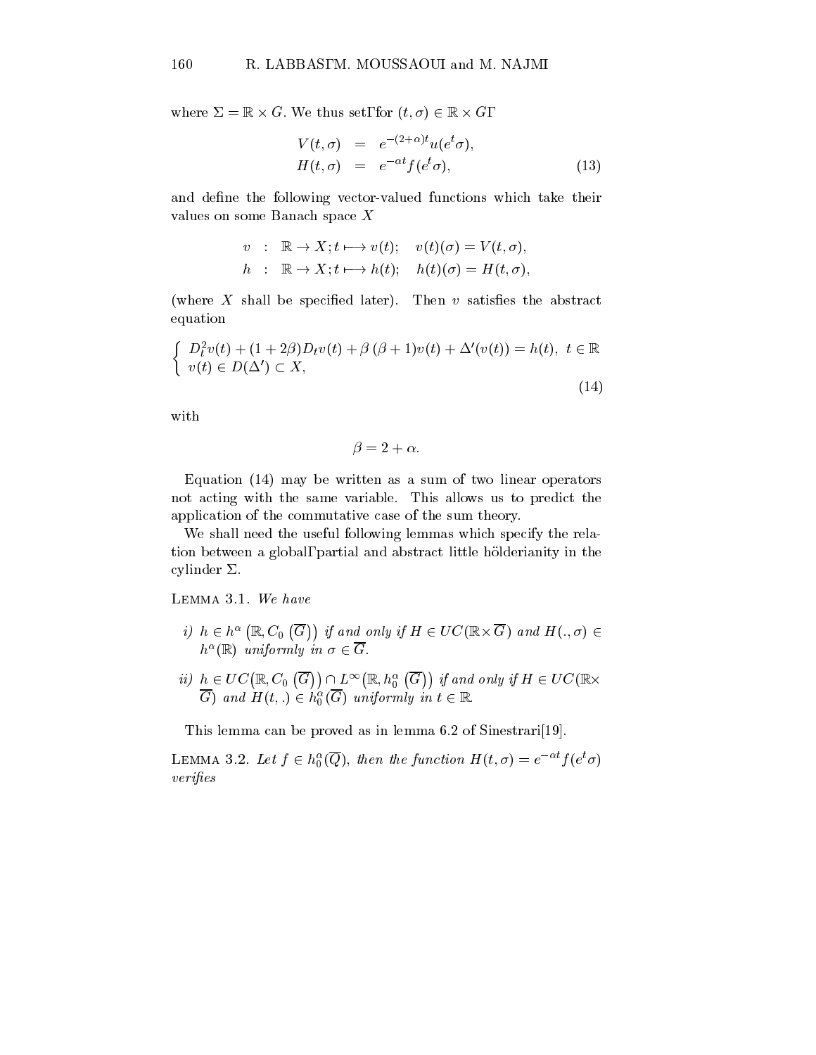where $\Sigma = \mathbb{R} \times G$. We thus set, for $(t, \sigma) \in \mathbb{R} \times G$,

$$\begin{aligned} V(t,\sigma) &= e^{-(2+\alpha)t} u(e^t \sigma), \\ H(t,\sigma) &= e^{-\alpha t} f(e^t \sigma), \end{aligned} \tag{13}$$

and define the following vector-valued functions which take their values on some Banach space $X$

$$\begin{aligned} v &: \mathbb{R} \to X; t \longmapsto v(t); \quad v(t)(\sigma) = V(t,\sigma), \\ h &: \mathbb{R} \to X; t \longmapsto h(t); \quad h(t)(\sigma) = H(t,\sigma), \end{aligned}$$

(where $X$ shall be specified later). Then $v$ satisfies the abstract equation

$$\left\{ \begin{array}{l} D_t^2 v(t) + (1+2\beta) D_t v(t) + \beta\,(\beta+1) v(t) + \Delta'(v(t)) = h(t), \ \ t \in \mathbb{R} \\ v(t) \in D(\Delta') \subset X, \end{array} \right. \tag{14}$$

with

$$\beta = 2 + \alpha.$$

Equation (14) may be written as a sum of two linear operators not acting with the same variable. This allows us to predict the application of the commutative case of the sum theory.

We shall need the useful following lemmas which specify the relation between a global, partial and abstract little hölderianity in the cylinder $\Sigma$.

**Lemma 3.1.** *We have*

*i)* $h \in h^\alpha\left(\mathbb{R}, C_0\left(\overline{G}\right)\right)$ *if and only if* $H \in UC(\mathbb{R} \times \overline{G})$ *and* $H(.,\sigma) \in h^\alpha(\mathbb{R})$ *uniformly in* $\sigma \in \overline{G}$.

*ii)* $h \in UC\left(\mathbb{R}, C_0\left(\overline{G}\right)\right) \cap L^\infty\left(\mathbb{R}, h_0^\alpha\left(\overline{G}\right)\right)$ *if and only if* $H \in UC(\mathbb{R} \times \overline{G})$ *and* $H(t,.) \in h_0^\alpha(\overline{G})$ *uniformly in* $t \in \mathbb{R}$.

This lemma can be proved as in lemma 6.2 of Sinestrari[19].

**Lemma 3.2.** *Let* $f \in h_0^\alpha(\overline{Q})$, *then the function* $H(t,\sigma) = e^{-\alpha t} f(e^t \sigma)$ *verifies*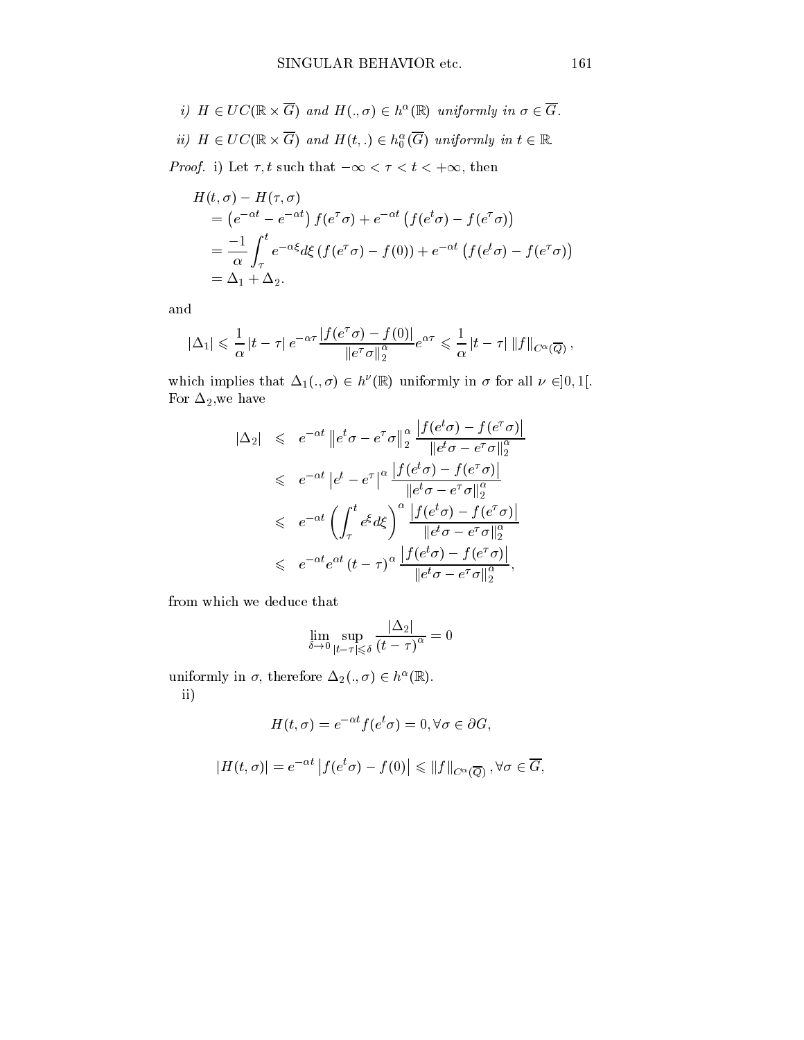*i)* $H \in UC(\mathbb{R} \times \overline{G})$ *and* $H(.,\sigma) \in h^{\alpha}(\mathbb{R})$ *uniformly in* $\sigma \in \overline{G}$.

*ii)* $H \in UC(\mathbb{R} \times \overline{G})$ *and* $H(t,.) \in h_0^{\alpha}(\overline{G})$ *uniformly in* $t \in \mathbb{R}$.

*Proof.* i) Let $\tau, t$ such that $-\infty < \tau < t < +\infty$, then

$$
\begin{aligned}
& H(t,\sigma) - H(\tau,\sigma) \\
& \quad = \left(e^{-\alpha t} - e^{-\alpha t}\right) f(e^{\tau}\sigma) + e^{-\alpha t}\left(f(e^{t}\sigma) - f(e^{\tau}\sigma)\right) \\
& \quad = \frac{-1}{\alpha}\int_{\tau}^{t} e^{-\alpha\xi} d\xi \left(f(e^{\tau}\sigma) - f(0)\right) + e^{-\alpha t}\left(f(e^{t}\sigma) - f(e^{\tau}\sigma)\right) \\
& \quad = \Delta_1 + \Delta_2.
\end{aligned}
$$

and

$$
|\Delta_1| \leqslant \frac{1}{\alpha}|t-\tau|\, e^{-\alpha\tau}\frac{|f(e^{\tau}\sigma) - f(0)|}{\|e^{\tau}\sigma\|_2^{\alpha}} e^{\alpha\tau} \leqslant \frac{1}{\alpha}|t-\tau|\, \|f\|_{C^{\alpha}(\overline{Q})},
$$

which implies that $\Delta_1(.,\sigma) \in h^{\nu}(\mathbb{R})$ uniformly in $\sigma$ for all $\nu \in ]0,1[$. For $\Delta_2$,we have

$$
\begin{aligned}
|\Delta_2| & \leqslant e^{-\alpha t}\left\|e^{t}\sigma - e^{\tau}\sigma\right\|_2^{\alpha}\frac{\left|f(e^{t}\sigma) - f(e^{\tau}\sigma)\right|}{\|e^{t}\sigma - e^{\tau}\sigma\|_2^{\alpha}} \\
& \leqslant e^{-\alpha t}\left|e^{t} - e^{\tau}\right|^{\alpha}\frac{\left|f(e^{t}\sigma) - f(e^{\tau}\sigma)\right|}{\|e^{t}\sigma - e^{\tau}\sigma\|_2^{\alpha}} \\
& \leqslant e^{-\alpha t}\left(\int_{\tau}^{t} e^{\xi} d\xi\right)^{\alpha}\frac{\left|f(e^{t}\sigma) - f(e^{\tau}\sigma)\right|}{\|e^{t}\sigma - e^{\tau}\sigma\|_2^{\alpha}} \\
& \leqslant e^{-\alpha t}e^{\alpha t}\left(t-\tau\right)^{\alpha}\frac{\left|f(e^{t}\sigma) - f(e^{\tau}\sigma)\right|}{\|e^{t}\sigma - e^{\tau}\sigma\|_2^{\alpha}},
\end{aligned}
$$

from which we deduce that

$$
\lim_{\delta \to 0}\sup_{|t-\tau| \leqslant \delta}\frac{|\Delta_2|}{(t-\tau)^{\alpha}} = 0
$$

uniformly in $\sigma$, therefore $\Delta_2(.,\sigma) \in h^{\alpha}(\mathbb{R})$.

ii)

$$
H(t,\sigma) = e^{-\alpha t} f(e^{t}\sigma) = 0, \forall \sigma \in \partial G,
$$

$$
|H(t,\sigma)| = e^{-\alpha t}\left|f(e^{t}\sigma) - f(0)\right| \leqslant \|f\|_{C^{\alpha}(\overline{Q})}, \forall \sigma \in \overline{G},
$$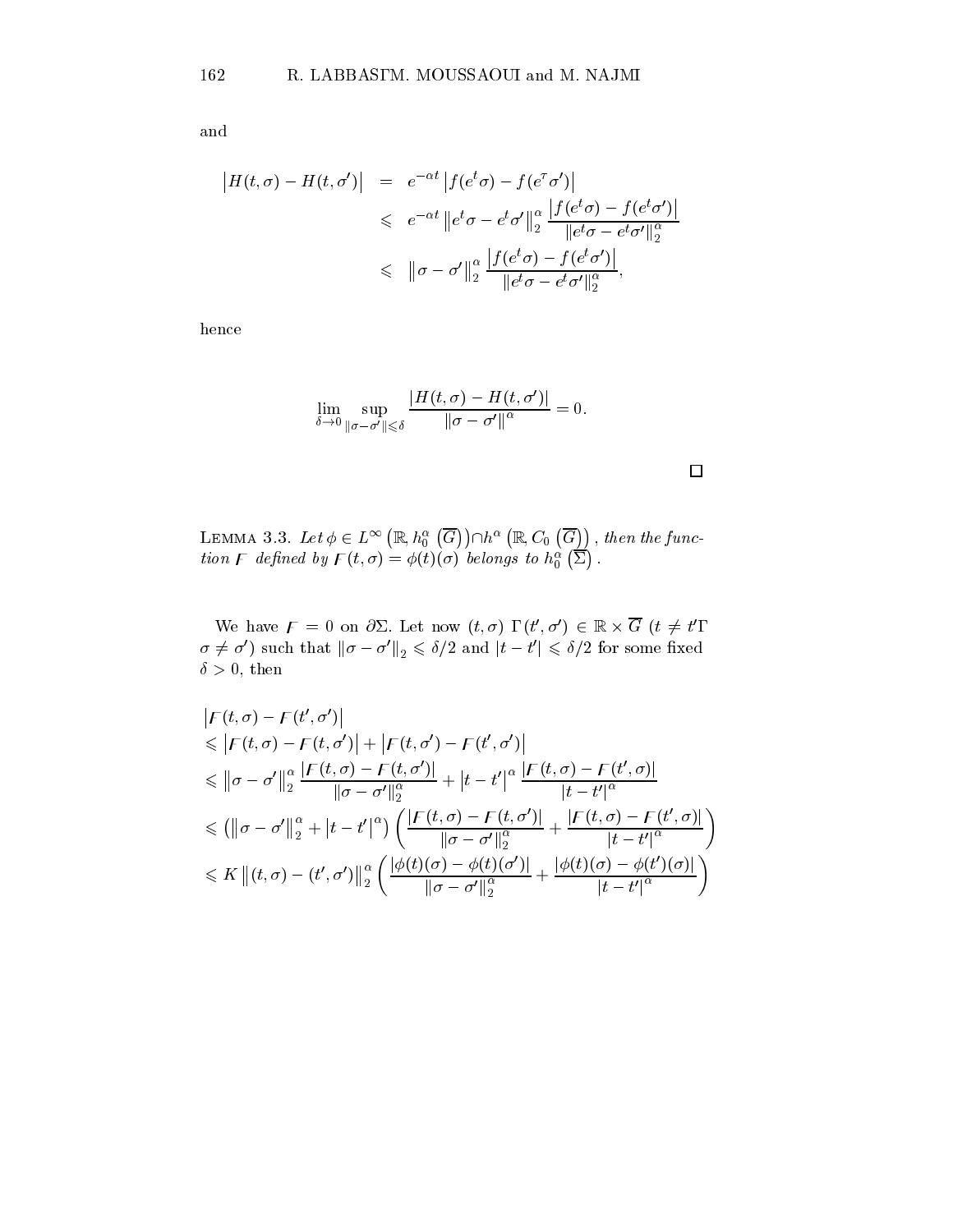and

$$
\begin{aligned}
\left|H(t,\sigma)-H(t,\sigma')\right| &= e^{-\alpha t}\left|f(e^t\sigma)-f(e^\tau\sigma')\right| \\
&\leqslant e^{-\alpha t}\left\|e^t\sigma-e^t\sigma'\right\|_2^\alpha \frac{\left|f(e^t\sigma)-f(e^t\sigma')\right|}{\|e^t\sigma-e^t\sigma'\|_2^\alpha} \\
&\leqslant \left\|\sigma-\sigma'\right\|_2^\alpha \frac{\left|f(e^t\sigma)-f(e^t\sigma')\right|}{\|e^t\sigma-e^t\sigma'\|_2^\alpha},
\end{aligned}
$$

hence

$$
\lim_{\delta\to 0}\sup_{\|\sigma-\sigma'\|\leqslant\delta}\frac{|H(t,\sigma)-H(t,\sigma')|}{\|\sigma-\sigma'\|^\alpha}=0.
$$

□

LEMMA 3.3. *Let $\phi\in L^\infty\left(\mathbb{R},h_0^\alpha\left(\overline{G}\right)\right)\cap h^\alpha\left(\mathbb{R},C_0\left(\overline{G}\right)\right)$, then the function $F$ defined by $F(t,\sigma)=\phi(t)(\sigma)$ belongs to $h_0^\alpha\left(\overline{\Sigma}\right)$.*

We have $F=0$ on $\partial\Sigma$. Let now $(t,\sigma)$, $(t',\sigma')\in\mathbb{R}\times\overline{G}$ ($t\neq t'$, $\sigma\neq\sigma'$) such that $\|\sigma-\sigma'\|_2\leqslant\delta/2$ and $|t-t'|\leqslant\delta/2$ for some fixed $\delta>0$, then

$$
\begin{aligned}
&\left|F(t,\sigma)-F(t',\sigma')\right| \\
&\leqslant \left|F(t,\sigma)-F(t,\sigma')\right|+\left|F(t,\sigma')-F(t',\sigma')\right| \\
&\leqslant \left\|\sigma-\sigma'\right\|_2^\alpha\frac{|F(t,\sigma)-F(t,\sigma')|}{\|\sigma-\sigma'\|_2^\alpha}+\left|t-t'\right|^\alpha\frac{|F(t,\sigma)-F(t',\sigma)|}{|t-t'|^\alpha} \\
&\leqslant \left(\left\|\sigma-\sigma'\right\|_2^\alpha+\left|t-t'\right|^\alpha\right)\left(\frac{|F(t,\sigma)-F(t,\sigma')|}{\|\sigma-\sigma'\|_2^\alpha}+\frac{|F(t,\sigma)-F(t',\sigma)|}{|t-t'|^\alpha}\right) \\
&\leqslant K\left\|(t,\sigma)-(t',\sigma')\right\|_2^\alpha\left(\frac{|\phi(t)(\sigma)-\phi(t)(\sigma')|}{\|\sigma-\sigma'\|_2^\alpha}+\frac{|\phi(t)(\sigma)-\phi(t')(\sigma)|}{|t-t'|^\alpha}\right)
\end{aligned}
$$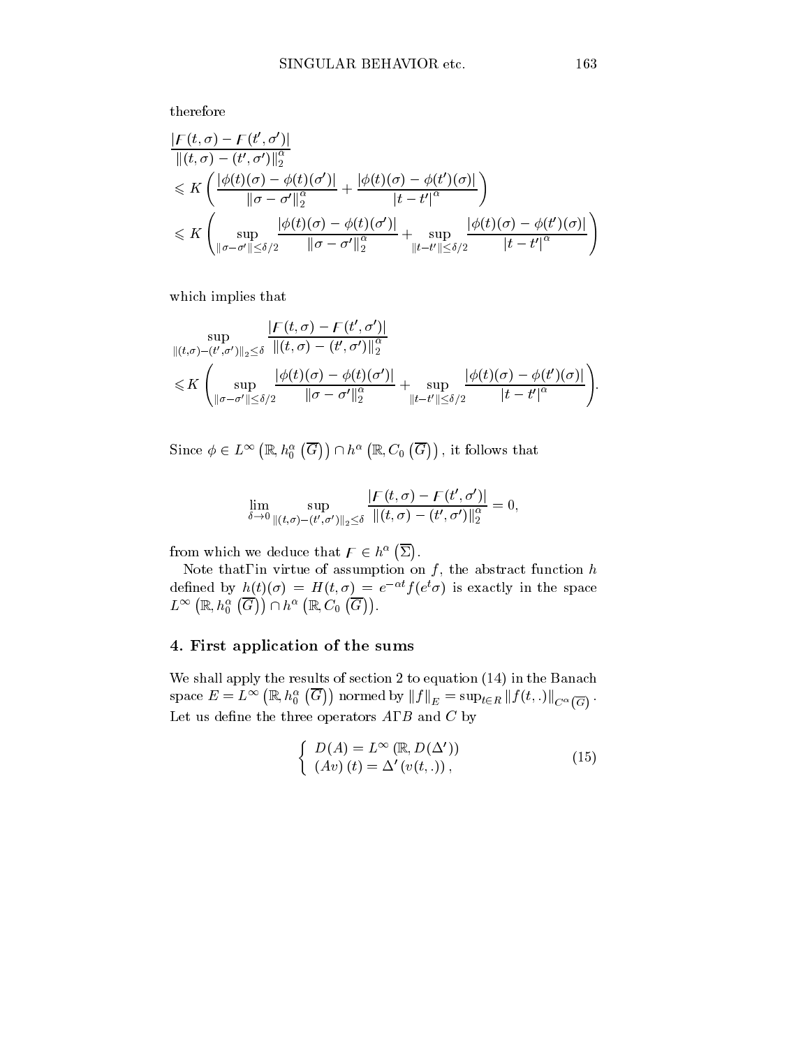therefore

$$
\begin{aligned}
&\frac{|F(t,\sigma)-F(t',\sigma')|}{\|(t,\sigma)-(t',\sigma')\|_2^{\alpha}} \\
&\leqslant K\left(\frac{|\phi(t)(\sigma)-\phi(t)(\sigma')|}{\|\sigma-\sigma'\|_2^{\alpha}}+\frac{|\phi(t)(\sigma)-\phi(t')(\sigma)|}{|t-t'|^{\alpha}}\right) \\
&\leqslant K\left(\sup_{\|\sigma-\sigma'\|\leq\delta/2}\frac{|\phi(t)(\sigma)-\phi(t)(\sigma')|}{\|\sigma-\sigma'\|_2^{\alpha}}+\sup_{\|t-t'\|\leq\delta/2}\frac{|\phi(t)(\sigma)-\phi(t')(\sigma)|}{|t-t'|^{\alpha}}\right)
\end{aligned}
$$

which implies that

$$
\begin{aligned}
&\sup_{\|(t,\sigma)-(t',\sigma')\|_2\leq\delta}\frac{|F(t,\sigma)-F(t',\sigma')|}{\|(t,\sigma)-(t',\sigma')\|_2^{\alpha}} \\
&\leqslant K\left(\sup_{\|\sigma-\sigma'\|\leq\delta/2}\frac{|\phi(t)(\sigma)-\phi(t)(\sigma')|}{\|\sigma-\sigma'\|_2^{\alpha}}+\sup_{\|t-t'\|\leq\delta/2}\frac{|\phi(t)(\sigma)-\phi(t')(\sigma)|}{|t-t'|^{\alpha}}\right).
\end{aligned}
$$

Since $\phi\in L^{\infty}\left(\mathbb{R},h_0^{\alpha}\left(\overline{G}\right)\right)\cap h^{\alpha}\left(\mathbb{R},C_0\left(\overline{G}\right)\right)$, it follows that

$$
\lim_{\delta\to 0}\sup_{\|(t,\sigma)-(t',\sigma')\|_2\leq\delta}\frac{|F(t,\sigma)-F(t',\sigma')|}{\|(t,\sigma)-(t',\sigma')\|_2^{\alpha}}=0,
$$

from which we deduce that $F\in h^{\alpha}\left(\overline{\Sigma}\right)$.

Note that, in virtue of assumption on $f$, the abstract function $h$ defined by $h(t)(\sigma)=H(t,\sigma)=e^{-\alpha t}f(e^{t}\sigma)$ is exactly in the space $L^{\infty}\left(\mathbb{R},h_0^{\alpha}\left(\overline{G}\right)\right)\cap h^{\alpha}\left(\mathbb{R},C_0\left(\overline{G}\right)\right)$.

## 4. First application of the sums

We shall apply the results of section 2 to equation (14) in the Banach space $E=L^{\infty}\left(\mathbb{R},h_0^{\alpha}\left(\overline{G}\right)\right)$ normed by $\|f\|_E=\sup_{t\in R}\|f(t,.)\|_{C^{\alpha}\left(\overline{G}\right)}$. Let us define the three operators $A$, $B$ and $C$ by

$$
\left\{\begin{array}{l}
D(A)=L^{\infty}\left(\mathbb{R},D(\Delta')\right) \\
\left(Av\right)(t)=\Delta'\left(v(t,.)\right),
\end{array}\right. \tag{15}
$$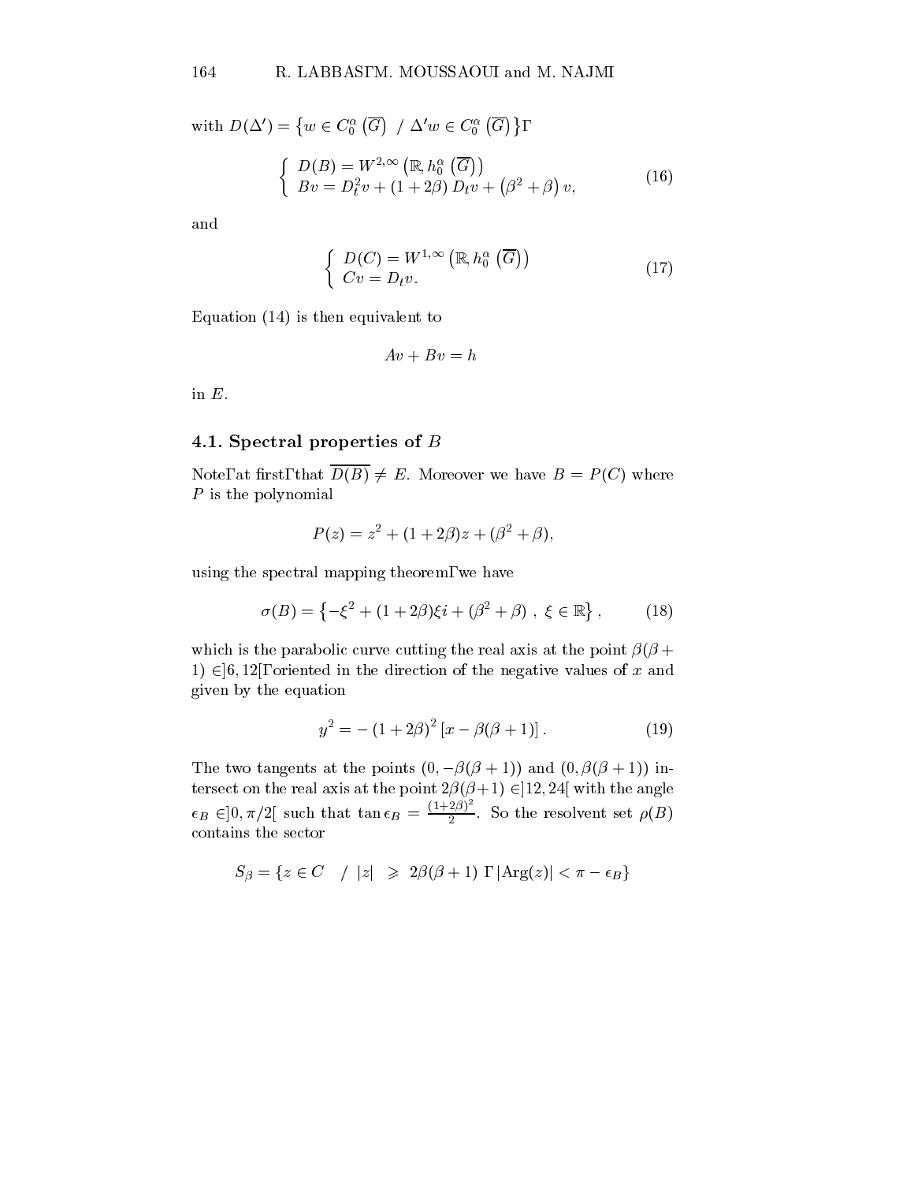with $D(\Delta') = \left\{ w \in C_0^\alpha\left(\overline{G}\right) \ / \ \Delta' w \in C_0^\alpha\left(\overline{G}\right) \right\}$,

$$\left\{ \begin{array}{l} D(B) = W^{2,\infty}\left(\mathbb{R}, h_0^\alpha\left(\overline{G}\right)\right) \\ Bv = D_t^2 v + (1+2\beta) D_t v + \left(\beta^2 + \beta\right) v, \end{array} \right. \tag{16}$$

and

$$\left\{ \begin{array}{l} D(C) = W^{1,\infty}\left(\mathbb{R}, h_0^\alpha\left(\overline{G}\right)\right) \\ Cv = D_t v. \end{array} \right. \tag{17}$$

Equation (14) is then equivalent to

$$Av + Bv = h$$

in $E$.

### 4.1. Spectral properties of $B$

Note, at first, that $\overline{D(B)} \neq E$. Moreover we have $B = P(C)$ where $P$ is the polynomial

$$P(z) = z^2 + (1+2\beta)z + (\beta^2 + \beta),$$

using the spectral mapping theorem, we have

$$\sigma(B) = \left\{ -\xi^2 + (1+2\beta)\xi i + (\beta^2 + \beta) \ , \ \xi \in \mathbb{R} \right\}, \tag{18}$$

which is the parabolic curve cutting the real axis at the point $\beta(\beta + 1) \in ]6, 12[$, oriented in the direction of the negative values of $x$ and given by the equation

$$y^2 = -\left(1+2\beta\right)^2 \left[x - \beta(\beta+1)\right]. \tag{19}$$

The two tangents at the points $(0, -\beta(\beta+1))$ and $(0, \beta(\beta+1))$ intersect on the real axis at the point $2\beta(\beta+1) \in ]12, 24[$ with the angle $\epsilon_B \in ]0, \pi/2[$ such that $\tan \epsilon_B = \frac{(1+2\beta)^2}{2}$. So the resolvent set $\rho(B)$ contains the sector

$$S_\beta = \{ z \in C \quad / \ |z| \ \geqslant \ 2\beta(\beta+1) \ , |\text{Arg}(z)| < \pi - \epsilon_B \}$$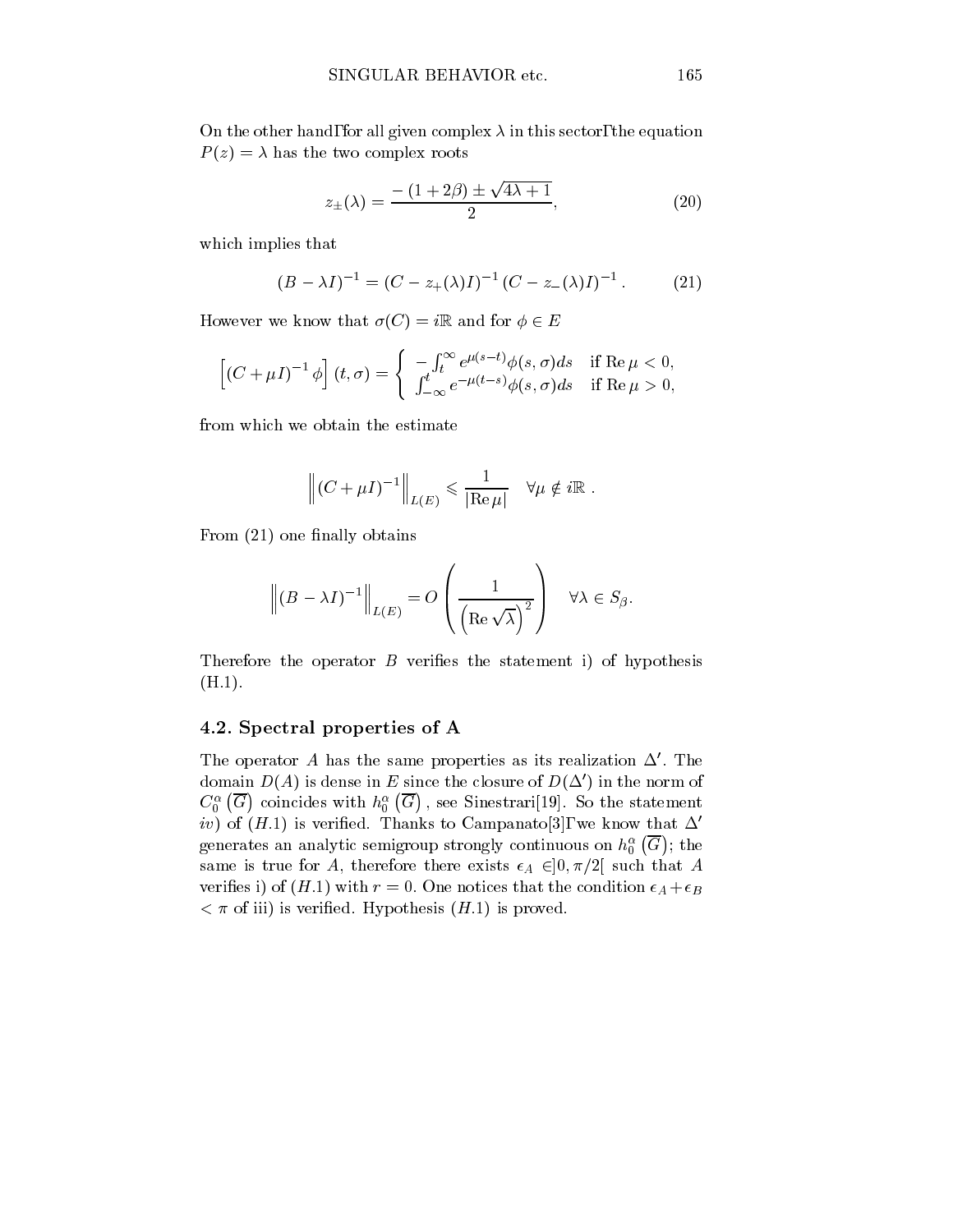On the other hand, for all given complex $\lambda$ in this sector, the equation $P(z) = \lambda$ has the two complex roots

$$z_{\pm}(\lambda) = \frac{-(1+2\beta) \pm \sqrt{4\lambda + 1}}{2}, \tag{20}$$

which implies that

$$(B - \lambda I)^{-1} = (C - z_{+}(\lambda)I)^{-1} (C - z_{-}(\lambda)I)^{-1}. \tag{21}$$

However we know that $\sigma(C) = i\mathbb{R}$ and for $\phi \in E$

$$\left[ (C + \mu I)^{-1} \phi \right] (t, \sigma) = \begin{cases} -\int_t^{\infty} e^{\mu(s-t)} \phi(s, \sigma) ds & \text{if } \operatorname{Re} \mu < 0, \\ \int_{-\infty}^{t} e^{-\mu(t-s)} \phi(s, \sigma) ds & \text{if } \operatorname{Re} \mu > 0, \end{cases}$$

from which we obtain the estimate

$$\left\| (C + \mu I)^{-1} \right\|_{L(E)} \leqslant \frac{1}{|\operatorname{Re} \mu|} \quad \forall \mu \notin i\mathbb{R} .$$

From (21) one finally obtains

$$\left\| (B - \lambda I)^{-1} \right\|_{L(E)} = O\left( \frac{1}{\left( \operatorname{Re} \sqrt{\lambda} \right)^2} \right) \quad \forall \lambda \in S_{\beta}.$$

Therefore the operator $B$ verifies the statement i) of hypothesis (H.1).

### 4.2. Spectral properties of A

The operator $A$ has the same properties as its realization $\Delta'$. The domain $D(A)$ is dense in $E$ since the closure of $D(\Delta')$ in the norm of $C_0^{\alpha}\left(\overline{G}\right)$ coincides with $h_0^{\alpha}\left(\overline{G}\right)$, see Sinestrari[19]. So the statement $iv)$ of $(H.1)$ is verified. Thanks to Campanato[3], we know that $\Delta'$ generates an analytic semigroup strongly continuous on $h_0^{\alpha}\left(\overline{G}\right)$; the same is true for $A$, therefore there exists $\epsilon_A \in ]0, \pi/2[$ such that $A$ verifies i) of $(H.1)$ with $r = 0$. One notices that the condition $\epsilon_A + \epsilon_B < \pi$ of iii) is verified. Hypothesis $(H.1)$ is proved.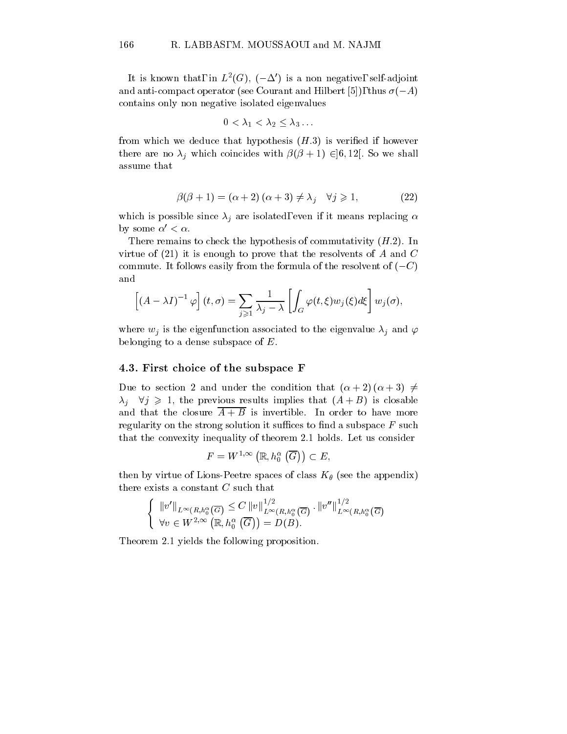It is known that, in $L^2(G)$, $(-\Delta')$ is a non negative, self-adjoint and anti-compact operator (see Courant and Hilbert [5]), thus $\sigma(-A)$ contains only non negative isolated eigenvalues

$$0 < \lambda_1 < \lambda_2 \leq \lambda_3 \ldots$$

from which we deduce that hypothesis $(H.3)$ is verified if however there are no $\lambda_j$ which coincides with $\beta(\beta+1) \in ]6, 12[$. So we shall assume that

$$\beta(\beta+1) = (\alpha+2)(\alpha+3) \neq \lambda_j \quad \forall j \geqslant 1, \tag{22}$$

which is possible since $\lambda_j$ are isolated, even if it means replacing $\alpha$ by some $\alpha' < \alpha$.

There remains to check the hypothesis of commutativity $(H.2)$. In virtue of (21) it is enough to prove that the resolvents of $A$ and $C$ commute. It follows easily from the formula of the resolvent of $(-C)$ and

$$\left[(A-\lambda I)^{-1}\varphi\right](t,\sigma) = \sum_{j\geqslant 1} \frac{1}{\lambda_j - \lambda}\left[\int_G \varphi(t,\xi) w_j(\xi) d\xi\right] w_j(\sigma),$$

where $w_j$ is the eigenfunction associated to the eigenvalue $\lambda_j$ and $\varphi$ belonging to a dense subspace of $E$.

### 4.3. First choice of the subspace F

Due to section 2 and under the condition that $(\alpha+2)(\alpha+3) \neq \lambda_j \quad \forall j \geqslant 1$, the previous results implies that $(A+B)$ is closable and that the closure $\overline{A+B}$ is invertible. In order to have more regularity on the strong solution it suffices to find a subspace $F$ such that the convexity inequality of theorem 2.1 holds. Let us consider

$$F = W^{1,\infty}\left(\mathbb{R}, h_0^\alpha\left(\overline{G}\right)\right) \subset E,$$

then by virtue of Lions-Peetre spaces of class $K_\theta$ (see the appendix) there exists a constant $C$ such that

$$\left\{\begin{array}{l} \|v'\|_{L^\infty(R,h_0^\alpha(\overline{G}))} \leq C\, \|v\|^{1/2}_{L^\infty(R,h_0^\alpha(\overline{G}))} \cdot \|v''\|^{1/2}_{L^\infty(R,h_0^\alpha(\overline{G}))} \\ \forall v \in W^{2,\infty}\left(\mathbb{R}, h_0^\alpha\left(\overline{G}\right)\right) = D(B). \end{array}\right.$$

Theorem 2.1 yields the following proposition.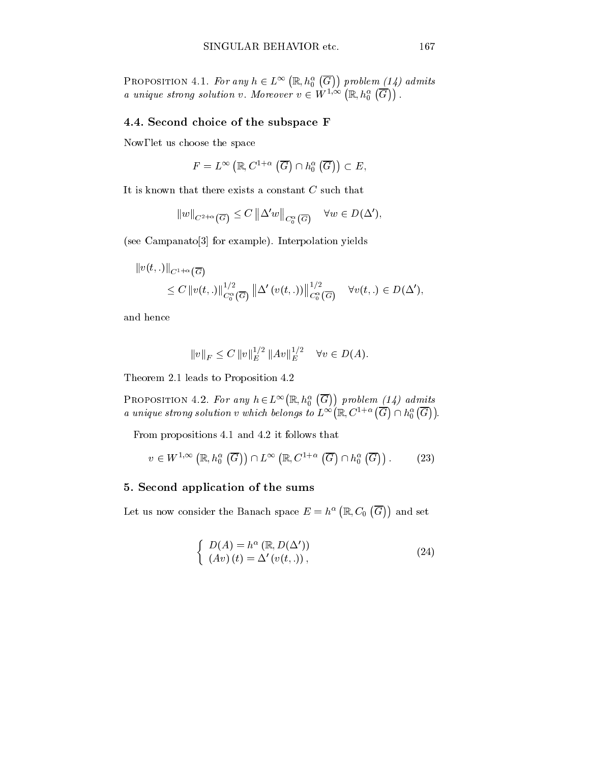PROPOSITION 4.1. *For any $h \in L^\infty\left(\mathbb{R}, h_0^\alpha\left(\overline{G}\right)\right)$ problem (14) admits a unique strong solution $v$. Moreover $v \in W^{1,\infty}\left(\mathbb{R}, h_0^\alpha\left(\overline{G}\right)\right)$.*

### 4.4. Second choice of the subspace F

Now, let us choose the space

$$F = L^\infty\left(\mathbb{R}, C^{1+\alpha}\left(\overline{G}\right) \cap h_0^\alpha\left(\overline{G}\right)\right) \subset E,$$

It is known that there exists a constant $C$ such that

$$\|w\|_{C^{2+\alpha}(\overline{G})} \leq C \left\|\Delta' w\right\|_{C_0^\alpha(\overline{G})} \quad \forall w \in D(\Delta'),$$

(see Campanato[3] for example). Interpolation yields

$$\begin{aligned} &\|v(t,.)\|_{C^{1+\alpha}(\overline{G})} \\ &\quad \leq C \|v(t,.)\|_{C_0^\alpha(\overline{G})}^{1/2} \left\|\Delta'\left(v(t,.)\right)\right\|_{C_0^\alpha(\overline{G})}^{1/2} \quad \forall v(t,.) \in D(\Delta'), \end{aligned}$$

and hence

$$\|v\|_F \leq C \|v\|_E^{1/2} \|Av\|_E^{1/2} \quad \forall v \in D(A).$$

Theorem 2.1 leads to Proposition 4.2

PROPOSITION 4.2. *For any $h \in L^\infty\left(\mathbb{R}, h_0^\alpha\left(\overline{G}\right)\right)$ problem (14) admits a unique strong solution $v$ which belongs to $L^\infty\left(\mathbb{R}, C^{1+\alpha}\left(\overline{G}\right) \cap h_0^\alpha\left(\overline{G}\right)\right)$.*

From propositions 4.1 and 4.2 it follows that

$$v \in W^{1,\infty}\left(\mathbb{R}, h_0^\alpha\left(\overline{G}\right)\right) \cap L^\infty\left(\mathbb{R}, C^{1+\alpha}\left(\overline{G}\right) \cap h_0^\alpha\left(\overline{G}\right)\right). \tag{23}$$

## 5. Second application of the sums

Let us now consider the Banach space $E = h^\alpha\left(\mathbb{R}, C_0\left(\overline{G}\right)\right)$ and set

$$\left\{ \begin{array}{l} D(A) = h^\alpha\left(\mathbb{R}, D(\Delta')\right) \\ \left(Av\right)(t) = \Delta'\left(v(t,.)\right), \end{array} \right. \tag{24}$$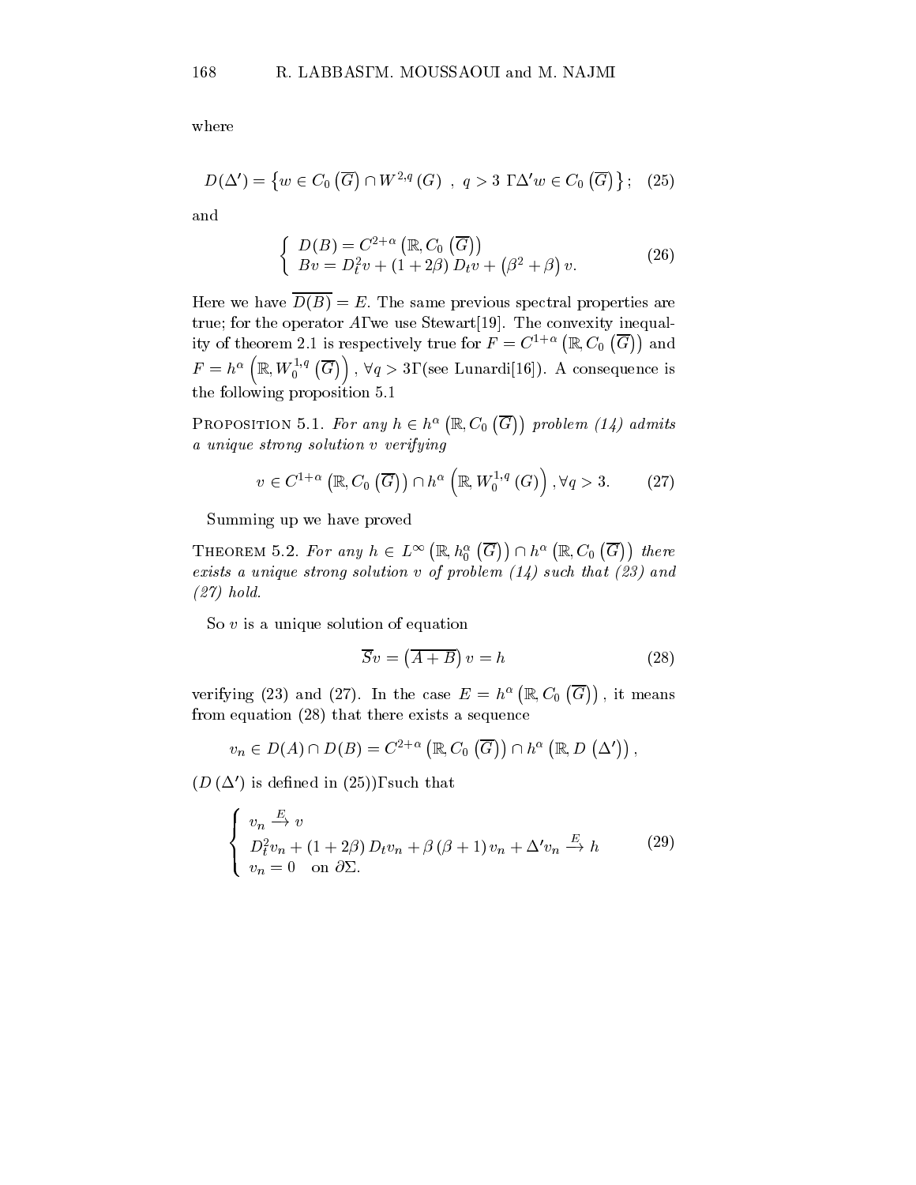where

$$D(\Delta') = \left\{ w \in C_0\left(\overline{G}\right) \cap W^{2,q}(G) \;,\; q > 3 \;,\Delta' w \in C_0\left(\overline{G}\right) \right\}; \quad (25)$$

and

$$\left\{ \begin{array}{l} D(B) = C^{2+\alpha}\left(\mathbb{R}, C_0\left(\overline{G}\right)\right) \\ Bv = D_t^2 v + (1+2\beta) D_t v + \left(\beta^2 + \beta\right) v. \end{array} \right. \quad (26)$$

Here we have $\overline{D(B)} = E$. The same previous spectral properties are true; for the operator $A$, we use Stewart[19]. The convexity inequality of theorem 2.1 is respectively true for $F = C^{1+\alpha}\left(\mathbb{R}, C_0\left(\overline{G}\right)\right)$ and $F = h^{\alpha}\left(\mathbb{R}, W_0^{1,q}\left(\overline{G}\right)\right)$, $\forall q > 3$, (see Lunardi[16]). A consequence is the following proposition 5.1

PROPOSITION 5.1. *For any $h \in h^{\alpha}\left(\mathbb{R}, C_0\left(\overline{G}\right)\right)$ problem (14) admits a unique strong solution $v$ verifying*

$$v \in C^{1+\alpha}\left(\mathbb{R}, C_0\left(\overline{G}\right)\right) \cap h^{\alpha}\left(\mathbb{R}, W_0^{1,q}(G)\right), \forall q > 3. \quad (27)$$

Summing up we have proved

THEOREM 5.2. *For any $h \in L^{\infty}\left(\mathbb{R}, h_0^{\alpha}\left(\overline{G}\right)\right) \cap h^{\alpha}\left(\mathbb{R}, C_0\left(\overline{G}\right)\right)$ there exists a unique strong solution $v$ of problem (14) such that (23) and (27) hold.*

So $v$ is a unique solution of equation

$$\overline{S}v = \left(\overline{A+B}\right) v = h \quad (28)$$

verifying (23) and (27). In the case $E = h^{\alpha}\left(\mathbb{R}, C_0\left(\overline{G}\right)\right)$, it means from equation (28) that there exists a sequence

$$v_n \in D(A) \cap D(B) = C^{2+\alpha}\left(\mathbb{R}, C_0\left(\overline{G}\right)\right) \cap h^{\alpha}\left(\mathbb{R}, D\left(\Delta'\right)\right),$$

($D\left(\Delta'\right)$ is defined in (25)), such that

$$\left\{ \begin{array}{l} v_n \xrightarrow{E} v \\ D_t^2 v_n + (1+2\beta) D_t v_n + \beta(\beta+1) v_n + \Delta' v_n \xrightarrow{E} h \\ v_n = 0 \quad \text{on } \partial\Sigma. \end{array} \right. \quad (29)$$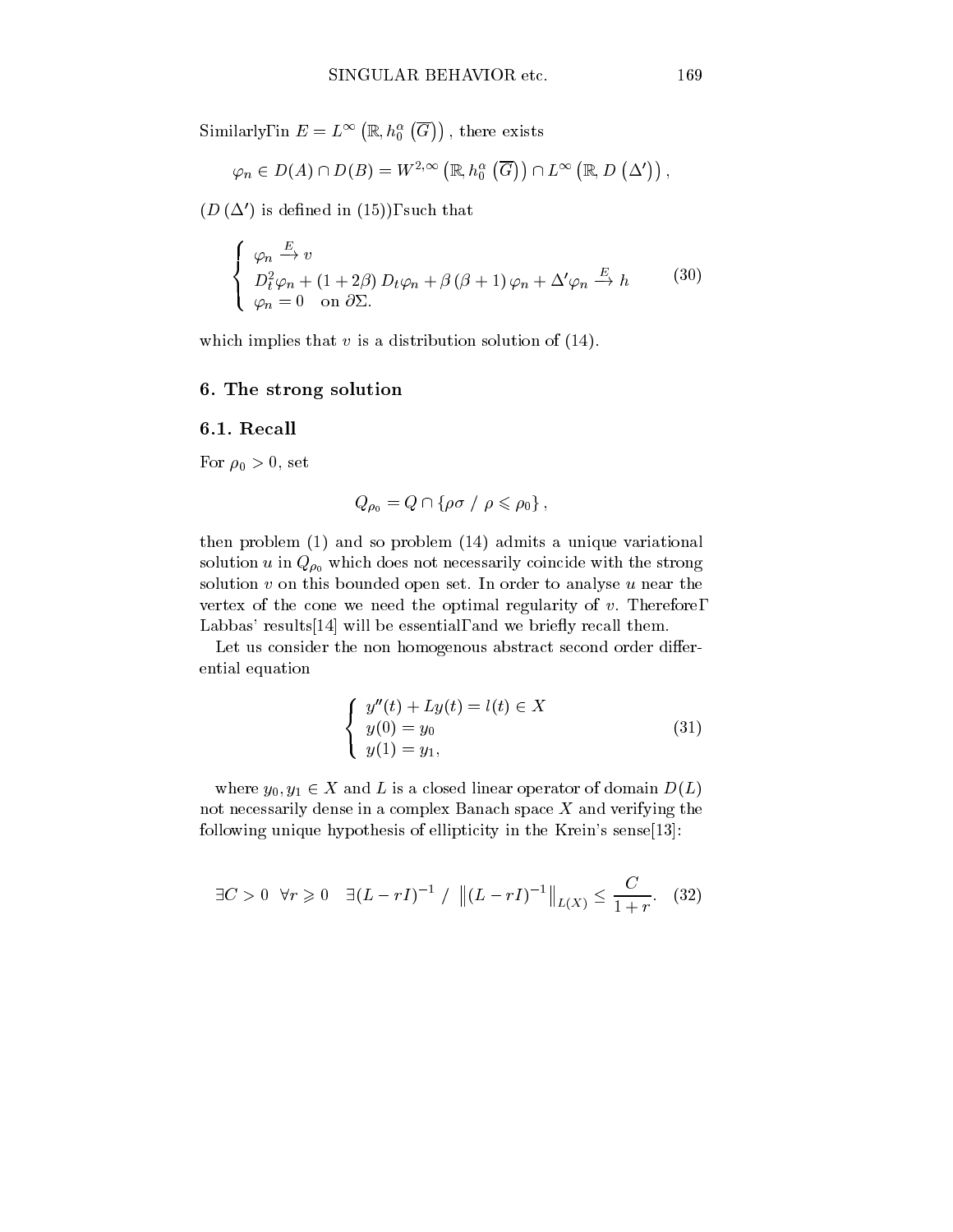Similarly, in $E = L^{\infty}\left(\mathbb{R}, h_0^{\alpha}\left(\overline{G}\right)\right)$, there exists

$$\varphi_n \in D(A) \cap D(B) = W^{2,\infty}\left(\mathbb{R}, h_0^{\alpha}\left(\overline{G}\right)\right) \cap L^{\infty}\left(\mathbb{R}, D\left(\Delta'\right)\right),$$

($D\left(\Delta'\right)$ is defined in (15)), such that

$$\begin{cases} \varphi_n \xrightarrow{E} v \\ D_t^2 \varphi_n + (1 + 2\beta) D_t \varphi_n + \beta(\beta + 1)\varphi_n + \Delta' \varphi_n \xrightarrow{E} h \\ \varphi_n = 0 \quad \text{on } \partial\Sigma. \end{cases} \tag{30}$$

which implies that $v$ is a distribution solution of (14).

## 6. The strong solution

### 6.1. Recall

For $\rho_0 > 0$, set

$$Q_{\rho_0} = Q \cap \{\rho\sigma \;/\; \rho \leqslant \rho_0\},$$

then problem (1) and so problem (14) admits a unique variational solution $u$ in $Q_{\rho_0}$ which does not necessarily coincide with the strong solution $v$ on this bounded open set. In order to analyse $u$ near the vertex of the cone we need the optimal regularity of $v$. Therefore, Labbas' results[14] will be essential, and we briefly recall them.

Let us consider the non homogenous abstract second order differential equation

$$\begin{cases} y''(t) + Ly(t) = l(t) \in X \\ y(0) = y_0 \\ y(1) = y_1, \end{cases} \tag{31}$$

where $y_0, y_1 \in X$ and $L$ is a closed linear operator of domain $D(L)$ not necessarily dense in a complex Banach space $X$ and verifying the following unique hypothesis of ellipticity in the Krein's sense[13]:

$$\exists C > 0 \;\; \forall r \geqslant 0 \quad \exists (L - rI)^{-1} \;/\; \left\|(L - rI)^{-1}\right\|_{L(X)} \leq \frac{C}{1 + r}. \tag{32}$$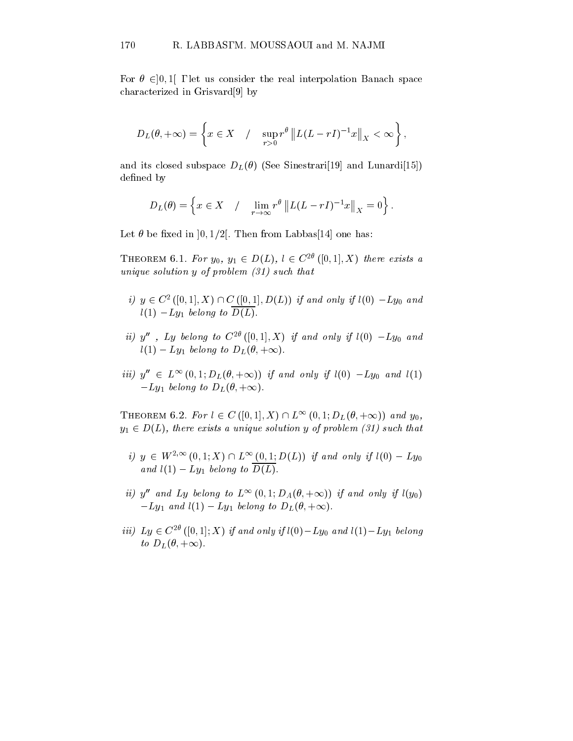For $\theta \in ]0,1[$ Γlet us consider the real interpolation Banach space characterized in Grisvard[9] by

$$D_L(\theta,+\infty) = \left\{ x \in X \quad / \quad \sup_{r>0} r^\theta \left\| L(L-rI)^{-1}x \right\|_X < \infty \right\},$$

and its closed subspace $D_L(\theta)$ (See Sinestrari[19] and Lunardi[15]) defined by

$$D_L(\theta) = \left\{ x \in X \quad / \quad \lim_{r\to\infty} r^\theta \left\| L(L-rI)^{-1}x \right\|_X = 0 \right\}.$$

Let $\theta$ be fixed in $]0,1/2[$. Then from Labbas[14] one has:

**Theorem 6.1.** *For $y_0$, $y_1 \in D(L)$, $l \in C^{2\theta}([0,1],X)$ there exists a unique solution $y$ of problem (31) such that*

*i) $y \in C^2([0,1],X) \cap C([0,1],D(L))$ if and only if $l(0) - Ly_0$ and $l(1) - Ly_1$ belong to $\overline{D(L)}$.*

*ii) $y''$ , $Ly$ belong to $C^{2\theta}([0,1],X)$ if and only if $l(0) - Ly_0$ and $l(1) - Ly_1$ belong to $D_L(\theta,+\infty)$.*

*iii) $y'' \in L^\infty(0,1;D_L(\theta,+\infty))$ if and only if $l(0) - Ly_0$ and $l(1) - Ly_1$ belong to $D_L(\theta,+\infty)$.*

**Theorem 6.2.** *For $l \in C([0,1],X) \cap L^\infty(0,1;D_L(\theta,+\infty))$ and $y_0$, $y_1 \in D(L)$, there exists a unique solution $y$ of problem (31) such that*

*i) $y \in W^{2,\infty}(0,1;X) \cap L^\infty(0,1;D(L))$ if and only if $l(0) - Ly_0$ and $l(1) - Ly_1$ belong to $\overline{D(L)}$.*

*ii) $y''$ and $Ly$ belong to $L^\infty(0,1;D_A(\theta,+\infty))$ if and only if $l(y_0) - Ly_1$ and $l(1) - Ly_1$ belong to $D_L(\theta,+\infty)$.*

*iii) $Ly \in C^{2\theta}([0,1];X)$ if and only if $l(0) - Ly_0$ and $l(1) - Ly_1$ belong to $D_L(\theta,+\infty)$.*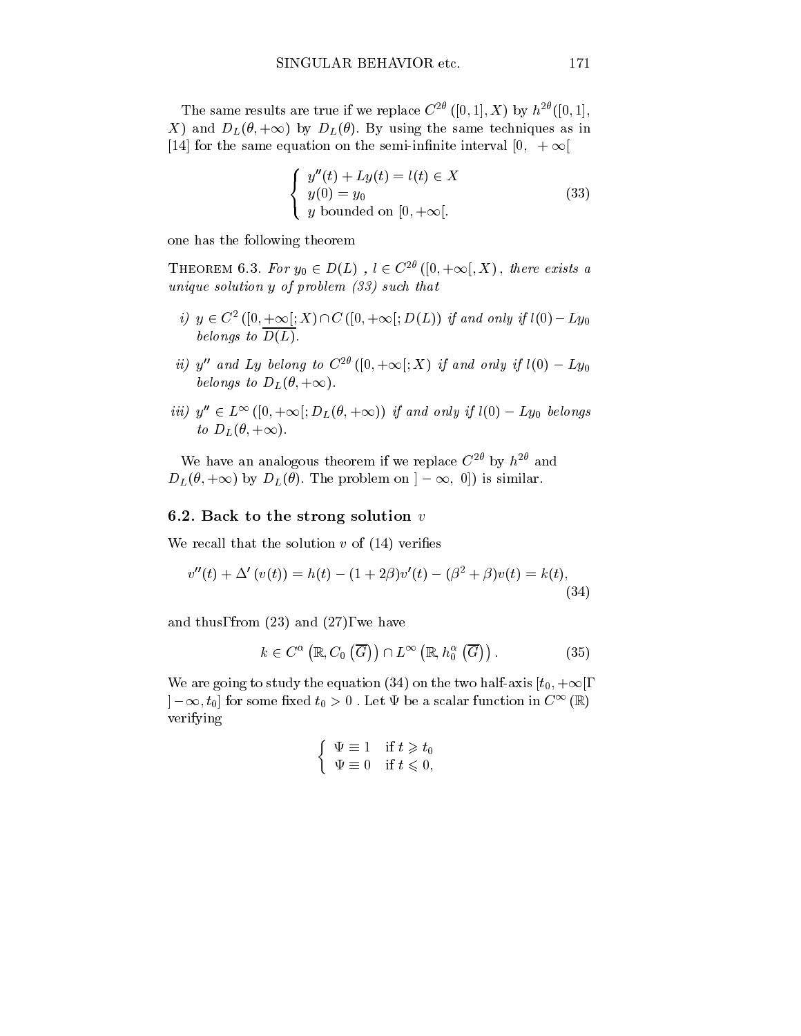The same results are true if we replace $C^{2\theta}([0,1],X)$ by $h^{2\theta}([0,1], X)$ and $D_L(\theta,+\infty)$ by $D_L(\theta)$. By using the same techniques as in [14] for the same equation on the semi-infinite interval $[0, +\infty[$

$$\begin{cases} y''(t) + Ly(t) = l(t) \in X \\ y(0) = y_0 \\ y \text{ bounded on } [0,+\infty[. \end{cases} \tag{33}$$

one has the following theorem

THEOREM 6.3. *For $y_0 \in D(L)$ , $l \in C^{2\theta}([0,+\infty[,X)$, there exists a unique solution $y$ of problem (33) such that*

*i) $y \in C^2([0,+\infty[;X) \cap C([0,+\infty[;D(L))$ if and only if $l(0) - Ly_0$ belongs to $\overline{D(L)}$.*

*ii) $y''$ and $Ly$ belong to $C^{2\theta}([0,+\infty[;X)$ if and only if $l(0) - Ly_0$ belongs to $D_L(\theta,+\infty)$.*

*iii) $y'' \in L^\infty([0,+\infty[;D_L(\theta,+\infty))$ if and only if $l(0) - Ly_0$ belongs to $D_L(\theta,+\infty)$.*

We have an analogous theorem if we replace $C^{2\theta}$ by $h^{2\theta}$ and $D_L(\theta,+\infty)$ by $D_L(\theta)$. The problem on $]-\infty, 0])$ is similar.

### 6.2. Back to the strong solution $v$

We recall that the solution $v$ of (14) verifies

$$v''(t) + \Delta'(v(t)) = h(t) - (1+2\beta)v'(t) - (\beta^2+\beta)v(t) = k(t), \tag{34}$$

and thus, from (23) and (27), we have

$$k \in C^\alpha\left(\mathbb{R}, C_0\left(\overline{G}\right)\right) \cap L^\infty\left(\mathbb{R}, h_0^\alpha\left(\overline{G}\right)\right). \tag{35}$$

We are going to study the equation (34) on the two half-axis $[t_0,+\infty[$, $]-\infty,t_0]$ for some fixed $t_0 > 0$ . Let $\Psi$ be a scalar function in $C^\infty(\mathbb{R})$ verifying

$$\begin{cases} \Psi \equiv 1 & \text{if } t \geqslant t_0 \\ \Psi \equiv 0 & \text{if } t \leqslant 0, \end{cases}$$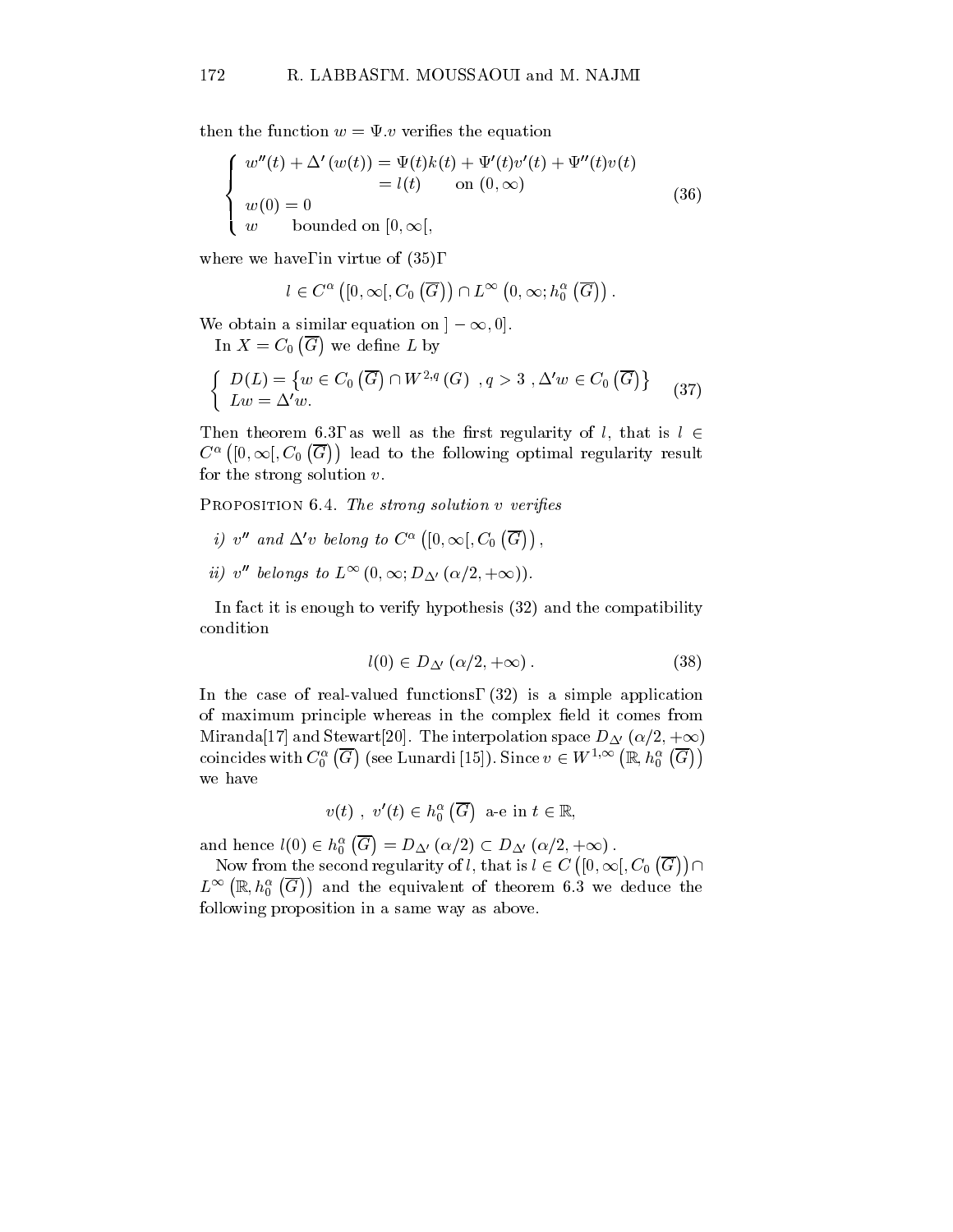then the function $w = \Psi.v$ verifies the equation

$$
\begin{cases}
w''(t) + \Delta'(w(t)) = \Psi(t)k(t) + \Psi'(t)v'(t) + \Psi''(t)v(t) \\
\qquad\qquad\qquad\quad = l(t) \qquad \text{on } (0,\infty) \\
w(0) = 0 \\
w \qquad \text{bounded on } [0,\infty[,
\end{cases}
\tag{36}
$$

where we have, in virtue of (35),

$$
l \in C^{\alpha}\left([0,\infty[, C_0\left(\overline{G}\right)\right) \cap L^{\infty}\left(0,\infty; h_0^{\alpha}\left(\overline{G}\right)\right).
$$

We obtain a similar equation on $]-\infty, 0]$.

In $X = C_0\left(\overline{G}\right)$ we define $L$ by

$$
\begin{cases}
D(L) = \left\{ w \in C_0\left(\overline{G}\right) \cap W^{2,q}(G) \ , q > 3 \ , \Delta' w \in C_0\left(\overline{G}\right) \right\} \\
Lw = \Delta' w.
\end{cases}
\tag{37}
$$

Then theorem 6.3, as well as the first regularity of $l$, that is $l \in C^{\alpha}\left([0,\infty[, C_0\left(\overline{G}\right)\right)$ lead to the following optimal regularity result for the strong solution $v$.

**Proposition 6.4.** *The strong solution $v$ verifies*

*i) $v''$ and $\Delta' v$ belong to $C^{\alpha}\left([0,\infty[, C_0\left(\overline{G}\right)\right)$,*

*ii) $v''$ belongs to $L^{\infty}\left(0,\infty; D_{\Delta'}\left(\alpha/2, +\infty\right)\right)$.*

In fact it is enough to verify hypothesis (32) and the compatibility condition

$$
l(0) \in D_{\Delta'}\left(\alpha/2, +\infty\right).
\tag{38}
$$

In the case of real-valued functions, (32) is a simple application of maximum principle whereas in the complex field it comes from Miranda[17] and Stewart[20]. The interpolation space $D_{\Delta'}\left(\alpha/2, +\infty\right)$ coincides with $C_0^{\alpha}\left(\overline{G}\right)$ (see Lunardi [15]). Since $v \in W^{1,\infty}\left(\mathbb{R}, h_0^{\alpha}\left(\overline{G}\right)\right)$ we have

$$
v(t) \ , \ v'(t) \in h_0^{\alpha}\left(\overline{G}\right) \ \text{ a-e in } t \in \mathbb{R},
$$

and hence $l(0) \in h_0^{\alpha}\left(\overline{G}\right) = D_{\Delta'}\left(\alpha/2\right) \subset D_{\Delta'}\left(\alpha/2, +\infty\right)$.

Now from the second regularity of $l$, that is $l \in C\left([0,\infty[, C_0\left(\overline{G}\right)\right) \cap L^{\infty}\left(\mathbb{R}, h_0^{\alpha}\left(\overline{G}\right)\right)$ and the equivalent of theorem 6.3 we deduce the following proposition in a same way as above.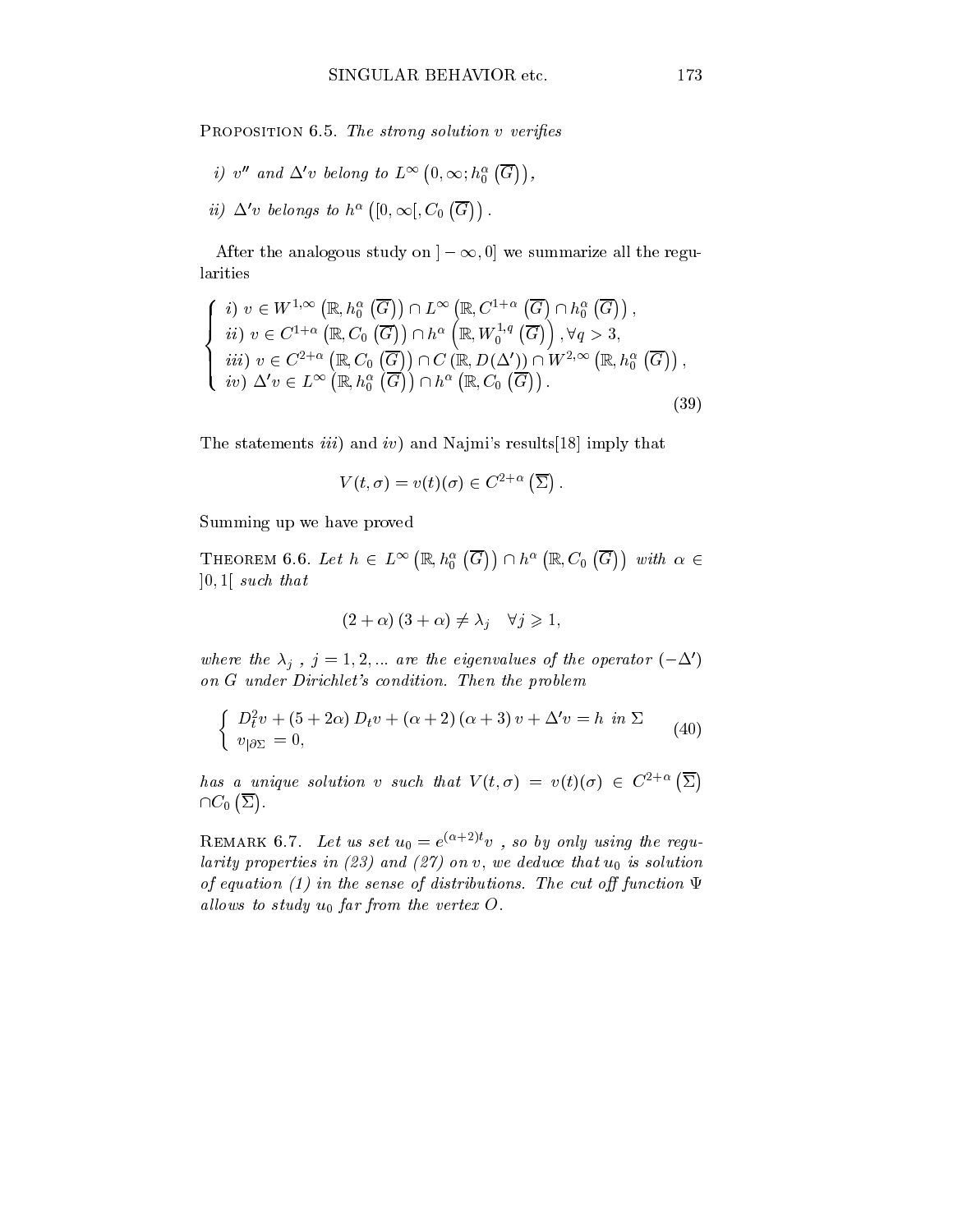Proposition 6.5. *The strong solution $v$ verifies*

*i)* $v''$ *and* $\Delta' v$ *belong to* $L^{\infty}\left(0,\infty; h_0^{\alpha}\left(\overline{G}\right)\right)$,

*ii)* $\Delta' v$ *belongs to* $h^{\alpha}\left([0,\infty[, C_0\left(\overline{G}\right)\right)$.

After the analogous study on $]-\infty,0]$ we summarize all the regularities

$$
\left\{
\begin{array}{l}
i)\ v \in W^{1,\infty}\left(\mathbb{R}, h_0^{\alpha}\left(\overline{G}\right)\right) \cap L^{\infty}\left(\mathbb{R}, C^{1+\alpha}\left(\overline{G}\right) \cap h_0^{\alpha}\left(\overline{G}\right)\right), \\
ii)\ v \in C^{1+\alpha}\left(\mathbb{R}, C_0\left(\overline{G}\right)\right) \cap h^{\alpha}\left(\mathbb{R}, W_0^{1,q}\left(\overline{G}\right)\right), \forall q > 3, \\
iii)\ v \in C^{2+\alpha}\left(\mathbb{R}, C_0\left(\overline{G}\right)\right) \cap C\left(\mathbb{R}, D(\Delta')\right) \cap W^{2,\infty}\left(\mathbb{R}, h_0^{\alpha}\left(\overline{G}\right)\right), \\
iv)\ \Delta' v \in L^{\infty}\left(\mathbb{R}, h_0^{\alpha}\left(\overline{G}\right)\right) \cap h^{\alpha}\left(\mathbb{R}, C_0\left(\overline{G}\right)\right).
\end{array}
\right.
\tag{39}
$$

The statements *iii)* and *iv)* and Najmi's results[18] imply that

$$
V(t,\sigma) = v(t)(\sigma) \in C^{2+\alpha}\left(\overline{\Sigma}\right).
$$

Summing up we have proved

Theorem 6.6. *Let* $h \in L^{\infty}\left(\mathbb{R}, h_0^{\alpha}\left(\overline{G}\right)\right) \cap h^{\alpha}\left(\mathbb{R}, C_0\left(\overline{G}\right)\right)$ *with* $\alpha \in ]0,1[$ *such that*

$$
(2+\alpha)(3+\alpha) \neq \lambda_j \quad \forall j \geqslant 1,
$$

*where the* $\lambda_j$, $j = 1, 2, \ldots$ *are the eigenvalues of the operator* $(-\Delta')$ *on* $G$ *under Dirichlet's condition. Then the problem*

$$
\left\{
\begin{array}{l}
D_t^2 v + (5+2\alpha) D_t v + (\alpha+2)(\alpha+3) v + \Delta' v = h \ \text{ in } \Sigma \\
v_{|\partial\Sigma} = 0,
\end{array}
\right.
\tag{40}
$$

*has a unique solution* $v$ *such that* $V(t,\sigma) = v(t)(\sigma) \in C^{2+\alpha}\left(\overline{\Sigma}\right) \cap C_0\left(\overline{\Sigma}\right)$.

Remark 6.7. *Let us set* $u_0 = e^{(\alpha+2)t} v$ , *so by only using the regularity properties in (23) and (27) on* $v$, *we deduce that* $u_0$ *is solution of equation (1) in the sense of distributions. The cut off function* $\Psi$ *allows to study* $u_0$ *far from the vertex* $O$.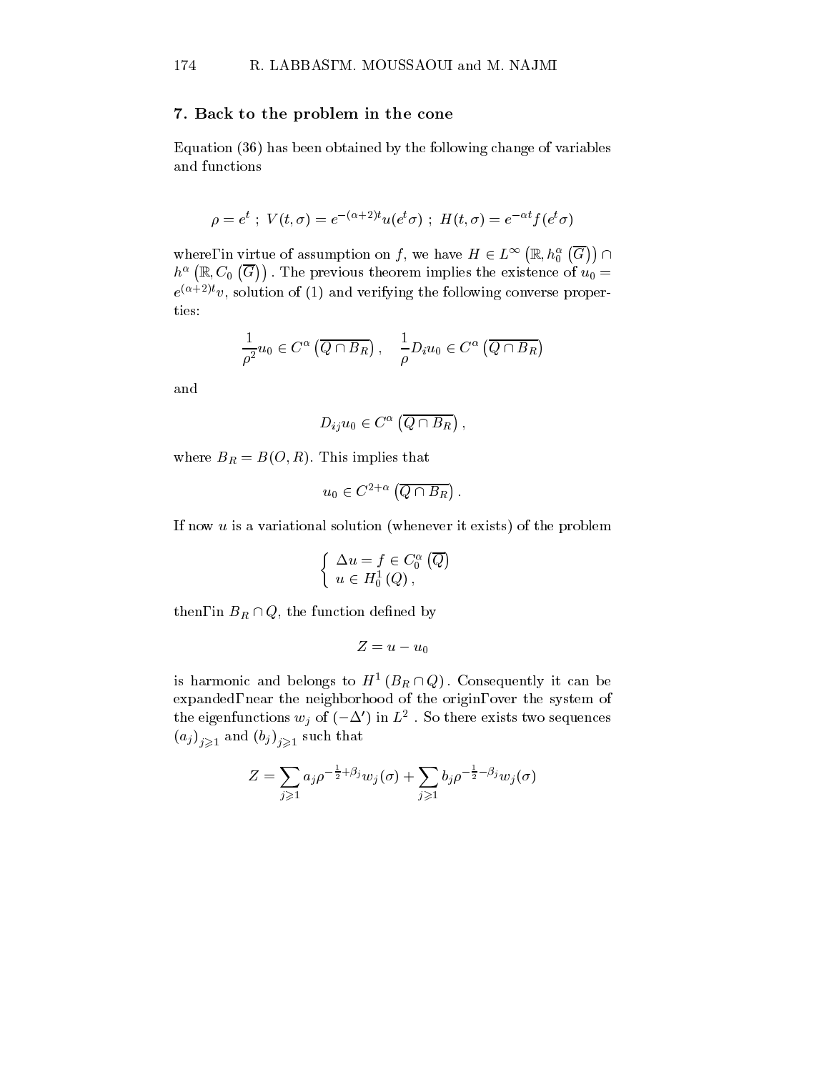## 7. Back to the problem in the cone

Equation (36) has been obtained by the following change of variables and functions

$$\rho = e^t \ ; \ V(t,\sigma) = e^{-(\alpha+2)t}u(e^t\sigma) \ ; \ H(t,\sigma) = e^{-\alpha t}f(e^t\sigma)$$

where, in virtue of assumption on $f$, we have $H \in L^\infty\left(\mathbb{R}, h_0^\alpha\left(\overline{G}\right)\right) \cap h^\alpha\left(\mathbb{R}, C_0\left(\overline{G}\right)\right)$. The previous theorem implies the existence of $u_0 = e^{(\alpha+2)t}v$, solution of (1) and verifying the following converse properties:

$$\frac{1}{\rho^2}u_0 \in C^\alpha\left(\overline{Q \cap B_R}\right), \quad \frac{1}{\rho}D_i u_0 \in C^\alpha\left(\overline{Q \cap B_R}\right)$$

and

$$D_{ij}u_0 \in C^\alpha\left(\overline{Q \cap B_R}\right),$$

where $B_R = B(O,R)$. This implies that

$$u_0 \in C^{2+\alpha}\left(\overline{Q \cap B_R}\right).$$

If now $u$ is a variational solution (whenever it exists) of the problem

$$\begin{cases} \Delta u = f \in C_0^\alpha\left(\overline{Q}\right) \\ u \in H_0^1\left(Q\right), \end{cases}$$

then, in $B_R \cap Q$, the function defined by

$$Z = u - u_0$$

is harmonic and belongs to $H^1\left(B_R \cap Q\right)$. Consequently it can be expanded, near the neighborhood of the origin, over the system of the eigenfunctions $w_j$ of $(-\Delta')$ in $L^2$. So there exists two sequences $(a_j)_{j\geqslant 1}$ and $(b_j)_{j\geqslant 1}$ such that

$$Z = \sum_{j\geqslant 1} a_j \rho^{-\frac{1}{2}+\beta_j} w_j(\sigma) + \sum_{j\geqslant 1} b_j \rho^{-\frac{1}{2}-\beta_j} w_j(\sigma)$$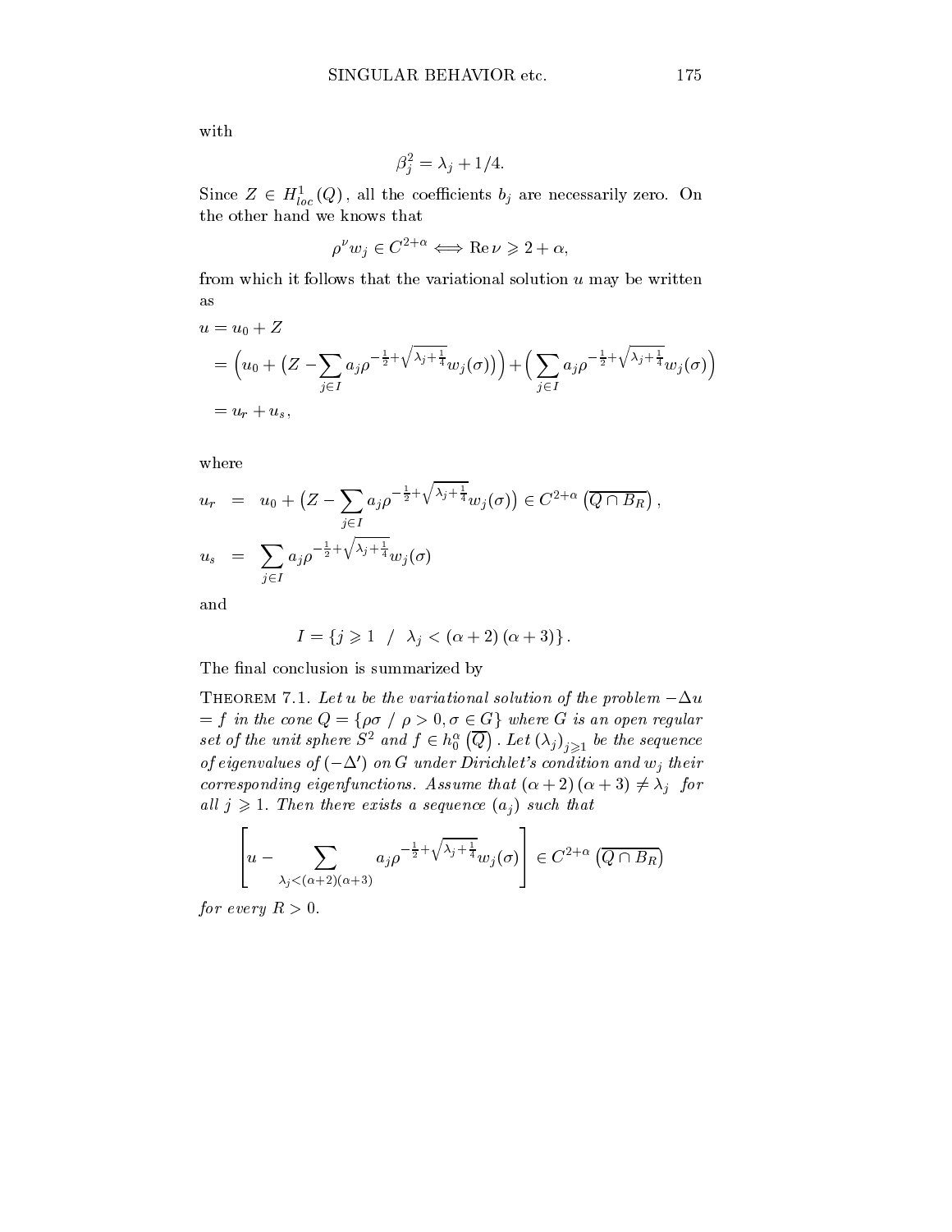with

$$\beta_j^2 = \lambda_j + 1/4.$$

Since $Z \in H^1_{loc}(Q)$, all the coefficients $b_j$ are necessarily zero. On the other hand we knows that

$$\rho^\nu w_j \in C^{2+\alpha} \Longleftrightarrow \operatorname{Re} \nu \geqslant 2 + \alpha,$$

from which it follows that the variational solution $u$ may be written as

$$\begin{aligned}
u &= u_0 + Z \\
&= \Big( u_0 + \big( Z - \sum_{j \in I} a_j \rho^{-\frac{1}{2} + \sqrt{\lambda_j + \frac{1}{4}}} w_j(\sigma) \big) \Big) + \Big( \sum_{j \in I} a_j \rho^{-\frac{1}{2} + \sqrt{\lambda_j + \frac{1}{4}}} w_j(\sigma) \Big) \\
&= u_r + u_s,
\end{aligned}$$

where

$$\begin{aligned}
u_r &= u_0 + \big( Z - \sum_{j \in I} a_j \rho^{-\frac{1}{2} + \sqrt{\lambda_j + \frac{1}{4}}} w_j(\sigma) \big) \in C^{2+\alpha} \left( \overline{Q \cap B_R} \right), \\
u_s &= \sum_{j \in I} a_j \rho^{-\frac{1}{2} + \sqrt{\lambda_j + \frac{1}{4}}} w_j(\sigma)
\end{aligned}$$

and

$$I = \{ j \geqslant 1 \ \ / \ \ \lambda_j < (\alpha + 2)(\alpha + 3) \}.$$

The final conclusion is summarized by

**Theorem 7.1.** *Let $u$ be the variational solution of the problem $-\Delta u = f$ in the cone $Q = \{\rho\sigma \ / \ \rho > 0, \sigma \in G\}$ where $G$ is an open regular set of the unit sphere $S^2$ and $f \in h_0^\alpha \left( \overline{Q} \right)$. Let $(\lambda_j)_{j \geqslant 1}$ be the sequence of eigenvalues of $(-\Delta')$ on $G$ under Dirichlet's condition and $w_j$ their corresponding eigenfunctions. Assume that $(\alpha + 2)(\alpha + 3) \neq \lambda_j$ for all $j \geqslant 1$. Then there exists a sequence $(a_j)$ such that*

$$\left[ u - \sum_{\lambda_j < (\alpha+2)(\alpha+3)} a_j \rho^{-\frac{1}{2} + \sqrt{\lambda_j + \frac{1}{4}}} w_j(\sigma) \right] \in C^{2+\alpha} \left( \overline{Q \cap B_R} \right)$$

*for every $R > 0$.*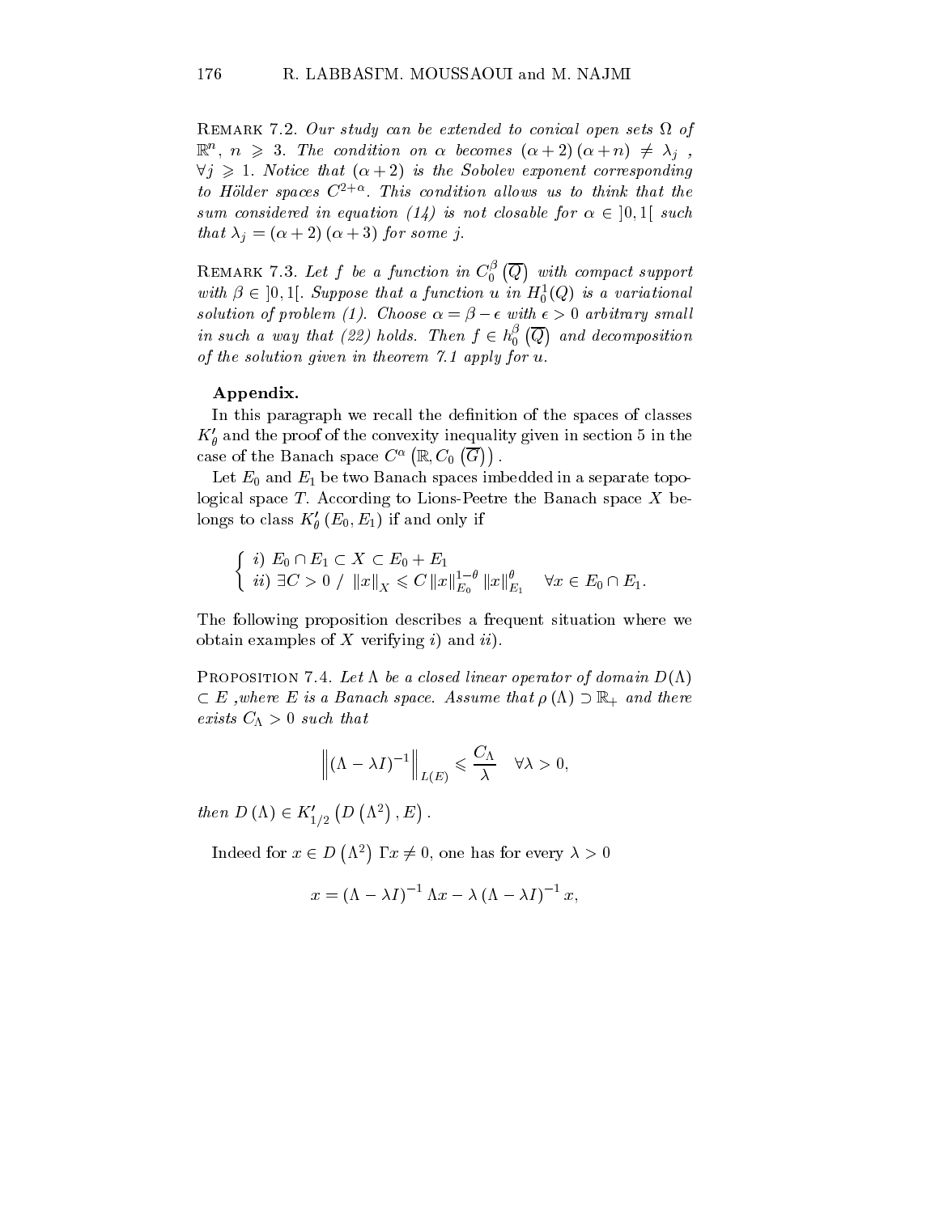REMARK 7.2. *Our study can be extended to conical open sets $\Omega$ of $\mathbb{R}^n$, $n \geqslant 3$. The condition on $\alpha$ becomes $(\alpha+2)(\alpha+n) \neq \lambda_j$, $\forall j \geqslant 1$. Notice that $(\alpha+2)$ is the Sobolev exponent corresponding to Hölder spaces $C^{2+\alpha}$. This condition allows us to think that the sum considered in equation (14) is not closable for $\alpha \in ]0,1[$ such that $\lambda_j = (\alpha+2)(\alpha+3)$ for some $j$.*

REMARK 7.3. *Let $f$ be a function in $C_0^\beta\left(\overline{Q}\right)$ with compact support with $\beta \in ]0,1[$. Suppose that a function $u$ in $H_0^1(Q)$ is a variational solution of problem (1). Choose $\alpha = \beta - \epsilon$ with $\epsilon > 0$ arbitrary small in such a way that (22) holds. Then $f \in h_0^\beta\left(\overline{Q}\right)$ and decomposition of the solution given in theorem 7.1 apply for $u$.*

**Appendix.**

In this paragraph we recall the definition of the spaces of classes $K'_\theta$ and the proof of the convexity inequality given in section 5 in the case of the Banach space $C^\alpha\left(\mathbb{R}, C_0\left(\overline{G}\right)\right)$.

Let $E_0$ and $E_1$ be two Banach spaces imbedded in a separate topological space $T$. According to Lions-Peetre the Banach space $X$ belongs to class $K'_\theta(E_0, E_1)$ if and only if

$$\begin{cases} i)\ E_0 \cap E_1 \subset X \subset E_0 + E_1 \\ ii)\ \exists C > 0\ /\ \|x\|_X \leqslant C \|x\|_{E_0}^{1-\theta} \|x\|_{E_1}^{\theta} \quad \forall x \in E_0 \cap E_1. \end{cases}$$

The following proposition describes a frequent situation where we obtain examples of $X$ verifying $i)$ and $ii)$.

PROPOSITION 7.4. *Let $\Lambda$ be a closed linear operator of domain $D(\Lambda) \subset E$, where $E$ is a Banach space. Assume that $\rho(\Lambda) \supset \mathbb{R}_+$ and there exists $C_\Lambda > 0$ such that*

$$\left\|(\Lambda - \lambda I)^{-1}\right\|_{L(E)} \leqslant \frac{C_\Lambda}{\lambda} \quad \forall \lambda > 0,$$

*then $D(\Lambda) \in K'_{1/2}\left(D\left(\Lambda^2\right), E\right)$.*

Indeed for $x \in D\left(\Lambda^2\right)$, $x \neq 0$, one has for every $\lambda > 0$

$$x = (\Lambda - \lambda I)^{-1} \Lambda x - \lambda (\Lambda - \lambda I)^{-1} x,$$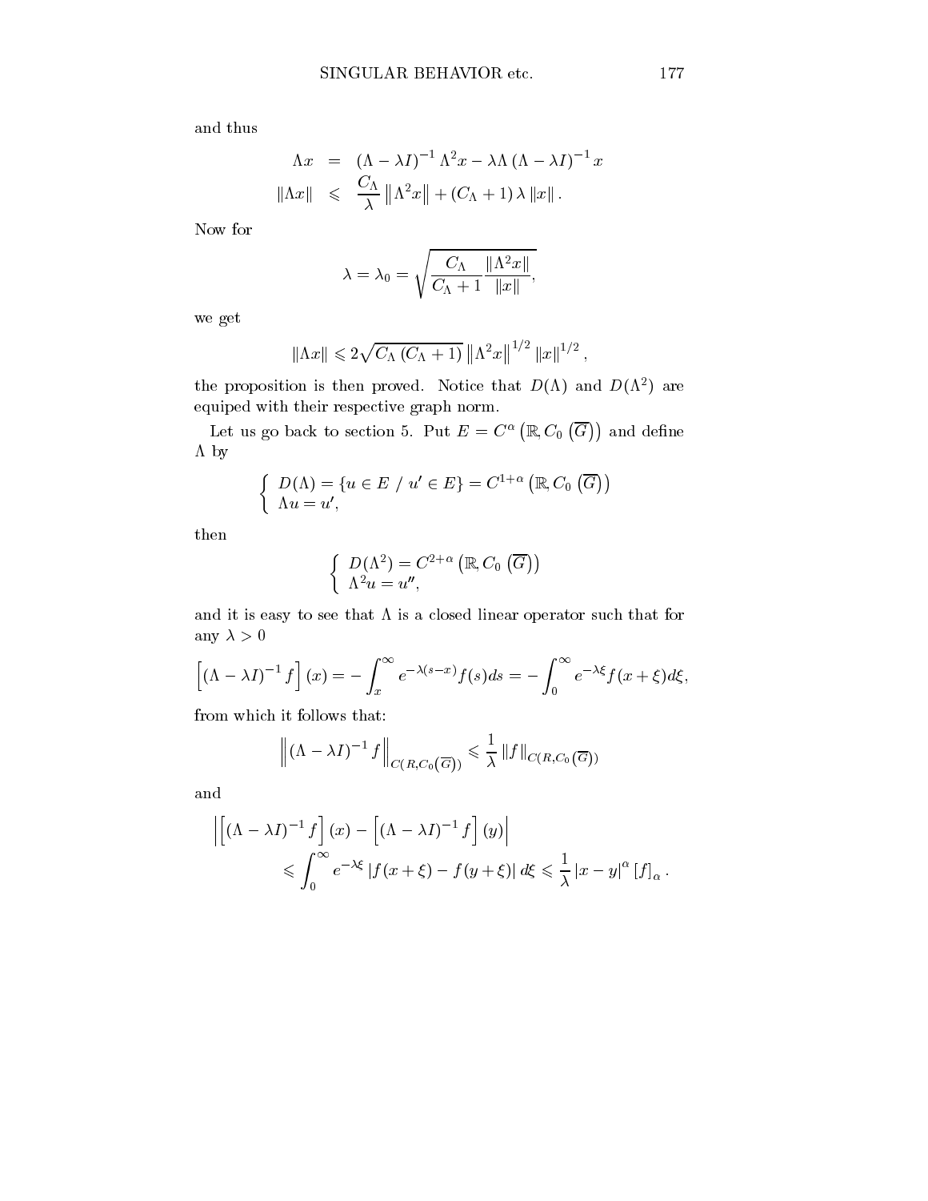and thus

$$
\begin{aligned}
\Lambda x &= (\Lambda - \lambda I)^{-1} \Lambda^2 x - \lambda \Lambda (\Lambda - \lambda I)^{-1} x \\
\|\Lambda x\| &\leqslant \frac{C_\Lambda}{\lambda} \left\|\Lambda^2 x\right\| + (C_\Lambda + 1) \lambda \|x\|.
\end{aligned}
$$

Now for

$$
\lambda = \lambda_0 = \sqrt{\frac{C_\Lambda}{C_\Lambda + 1} \frac{\|\Lambda^2 x\|}{\|x\|}},
$$

we get

$$
\|\Lambda x\| \leqslant 2\sqrt{C_\Lambda (C_\Lambda + 1)} \left\|\Lambda^2 x\right\|^{1/2} \|x\|^{1/2},
$$

the proposition is then proved. Notice that $D(\Lambda)$ and $D(\Lambda^2)$ are equiped with their respective graph norm.

Let us go back to section 5. Put $E = C^\alpha\left(\mathbb{R}, C_0\left(\overline{G}\right)\right)$ and define $\Lambda$ by

$$
\begin{cases}
D(\Lambda) = \{u \in E \; / \; u' \in E\} = C^{1+\alpha}\left(\mathbb{R}, C_0\left(\overline{G}\right)\right) \\
\Lambda u = u',
\end{cases}
$$

then

$$
\begin{cases}
D(\Lambda^2) = C^{2+\alpha}\left(\mathbb{R}, C_0\left(\overline{G}\right)\right) \\
\Lambda^2 u = u'',
\end{cases}
$$

and it is easy to see that $\Lambda$ is a closed linear operator such that for any $\lambda > 0$

$$
\left[(\Lambda - \lambda I)^{-1} f\right](x) = -\int_x^\infty e^{-\lambda(s-x)} f(s) ds = -\int_0^\infty e^{-\lambda \xi} f(x+\xi) d\xi,
$$

from which it follows that:

$$
\left\|(\Lambda - \lambda I)^{-1} f\right\|_{C(R, C_0(\overline{G}))} \leqslant \frac{1}{\lambda} \|f\|_{C(R, C_0(\overline{G}))}
$$

and

$$
\begin{aligned}
&\left|\left[(\Lambda - \lambda I)^{-1} f\right](x) - \left[(\Lambda - \lambda I)^{-1} f\right](y)\right| \\
&\qquad \leqslant \int_0^\infty e^{-\lambda \xi} \left|f(x+\xi) - f(y+\xi)\right| d\xi \leqslant \frac{1}{\lambda} |x-y|^\alpha [f]_\alpha.
\end{aligned}
$$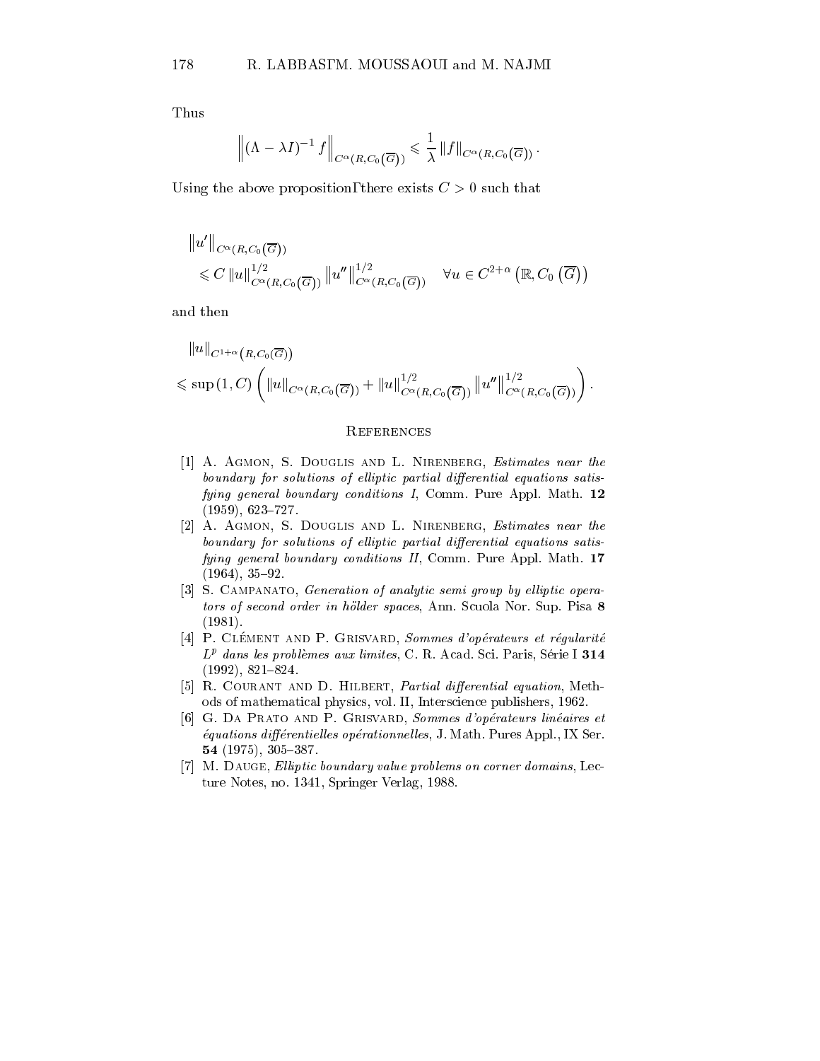Thus

$$\left\| (\Lambda - \lambda I)^{-1} f \right\|_{C^\alpha(R,C_0(\overline{G}))} \leqslant \frac{1}{\lambda} \|f\|_{C^\alpha(R,C_0(\overline{G}))}.$$

Using the above proposition, there exists $C > 0$ such that

$$\begin{aligned} &\|u'\|_{C^\alpha(R,C_0(\overline{G}))} \\ &\leqslant C \|u\|^{1/2}_{C^\alpha(R,C_0(\overline{G}))} \|u''\|^{1/2}_{C^\alpha(R,C_0(\overline{G}))} \quad \forall u \in C^{2+\alpha}\left(\mathbb{R}, C_0\left(\overline{G}\right)\right) \end{aligned}$$

and then

$$\begin{aligned} &\|u\|_{C^{1+\alpha}(R,C_0(\overline{G}))} \\ &\leqslant \sup(1, C) \left( \|u\|_{C^\alpha(R,C_0(\overline{G}))} + \|u\|^{1/2}_{C^\alpha(R,C_0(\overline{G}))} \|u''\|^{1/2}_{C^\alpha(R,C_0(\overline{G}))} \right). \end{aligned}$$

## References

[1] A. Agmon, S. Douglis and L. Nirenberg, *Estimates near the boundary for solutions of elliptic partial differential equations satisfying general boundary conditions I*, Comm. Pure Appl. Math. **12** (1959), 623–727.

[2] A. Agmon, S. Douglis and L. Nirenberg, *Estimates near the boundary for solutions of elliptic partial differential equations satisfying general boundary conditions II*, Comm. Pure Appl. Math. **17** (1964), 35–92.

[3] S. Campanato, *Generation of analytic semi group by elliptic operators of second order in hölder spaces*, Ann. Scuola Nor. Sup. Pisa **8** (1981).

[4] P. Clément and P. Grisvard, *Sommes d'opérateurs et régularité $L^p$ dans les problèmes aux limites*, C. R. Acad. Sci. Paris, Série I **314** (1992), 821–824.

[5] R. Courant and D. Hilbert, *Partial differential equation*, Methods of mathematical physics, vol. II, Interscience publishers, 1962.

[6] G. Da Prato and P. Grisvard, *Sommes d'opérateurs linéaires et équations différentielles opérationnelles*, J. Math. Pures Appl., IX Ser. **54** (1975), 305–387.

[7] M. Dauge, *Elliptic boundary value problems on corner domains*, Lecture Notes, no. 1341, Springer Verlag, 1988.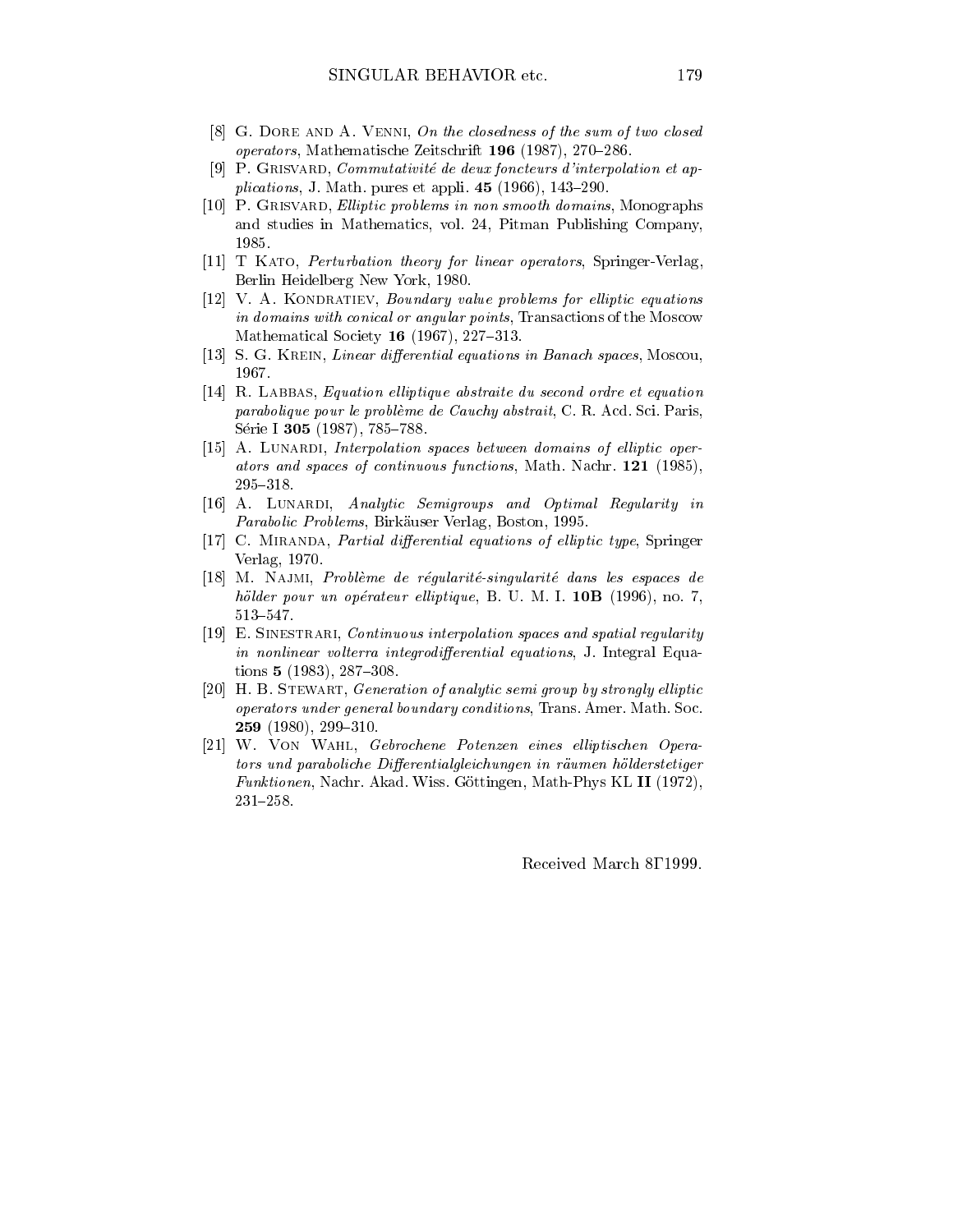[8] G. Dore and A. Venni, *On the closedness of the sum of two closed operators*, Mathematische Zeitschrift **196** (1987), 270–286.

[9] P. Grisvard, *Commutativité de deux foncteurs d'interpolation et applications*, J. Math. pures et appli. **45** (1966), 143–290.

[10] P. Grisvard, *Elliptic problems in non smooth domains*, Monographs and studies in Mathematics, vol. 24, Pitman Publishing Company, 1985.

[11] T Kato, *Perturbation theory for linear operators*, Springer-Verlag, Berlin Heidelberg New York, 1980.

[12] V. A. Kondratiev, *Boundary value problems for elliptic equations in domains with conical or angular points*, Transactions of the Moscow Mathematical Society **16** (1967), 227–313.

[13] S. G. Krein, *Linear differential equations in Banach spaces*, Moscou, 1967.

[14] R. Labbas, *Equation elliptique abstraite du second ordre et equation parabolique pour le problème de Cauchy abstrait*, C. R. Acd. Sci. Paris, Série I **305** (1987), 785–788.

[15] A. Lunardi, *Interpolation spaces between domains of elliptic operators and spaces of continuous functions*, Math. Nachr. **121** (1985), 295–318.

[16] A. Lunardi, *Analytic Semigroups and Optimal Regularity in Parabolic Problems*, Birkäuser Verlag, Boston, 1995.

[17] C. Miranda, *Partial differential equations of elliptic type*, Springer Verlag, 1970.

[18] M. Najmi, *Problème de régularité-singularité dans les espaces de hölder pour un opérateur elliptique*, B. U. M. I. **10B** (1996), no. 7, 513–547.

[19] E. Sinestrari, *Continuous interpolation spaces and spatial regularity in nonlinear volterra integrodifferential equations*, J. Integral Equations **5** (1983), 287–308.

[20] H. B. Stewart, *Generation of analytic semi group by strongly elliptic operators under general boundary conditions*, Trans. Amer. Math. Soc. **259** (1980), 299–310.

[21] W. Von Wahl, *Gebrochene Potenzen eines elliptischen Operators und paraboliche Differentialgleichungen in räumen hölderstetiger Funktionen*, Nachr. Akad. Wiss. Göttingen, Math-Phys KL **II** (1972), 231–258.

Received March 8, 1999.